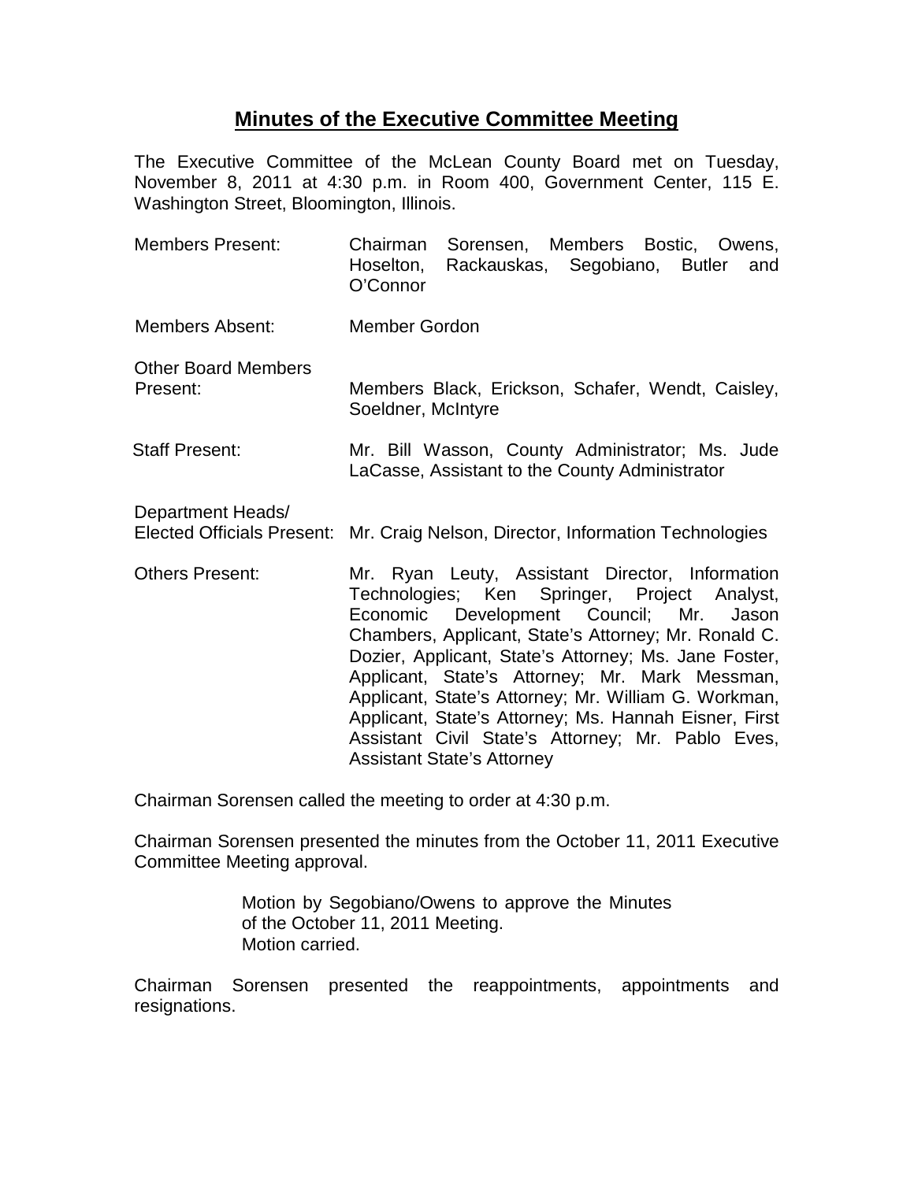# Minutes of the Executive Committee Meeting

The Executive Committee of the McLean County Board met on Tuesday, November 8, 2011 at 4:30 p.m. in Room 400, Government Center, 115 E. Washington Street, Bloomington, Illinois.

| | |
|---|---|
| Members Present: | Chairman Sorensen, Members Bostic, Owens, Hoselton, Rackauskas, Segobiano, Butler and O'Connor |
| Members Absent: | Member Gordon |
| Other Board Members Present: | Members Black, Erickson, Schafer, Wendt, Caisley, Soeldner, McIntyre |
| Staff Present: | Mr. Bill Wasson, County Administrator; Ms. Jude LaCasse, Assistant to the County Administrator |
| Department Heads/ Elected Officials Present: | Mr. Craig Nelson, Director, Information Technologies |
| Others Present: | Mr. Ryan Leuty, Assistant Director, Information Technologies; Ken Springer, Project Analyst, Economic Development Council; Mr. Jason Chambers, Applicant, State's Attorney; Mr. Ronald C. Dozier, Applicant, State's Attorney; Ms. Jane Foster, Applicant, State's Attorney; Mr. Mark Messman, Applicant, State's Attorney; Mr. William G. Workman, Applicant, State's Attorney; Ms. Hannah Eisner, First Assistant Civil State's Attorney; Mr. Pablo Eves, Assistant State's Attorney |

Chairman Sorensen called the meeting to order at 4:30 p.m.

Chairman Sorensen presented the minutes from the October 11, 2011 Executive Committee Meeting approval.

> Motion by Segobiano/Owens to approve the Minutes of the October 11, 2011 Meeting.
> Motion carried.

Chairman Sorensen presented the reappointments, appointments and resignations.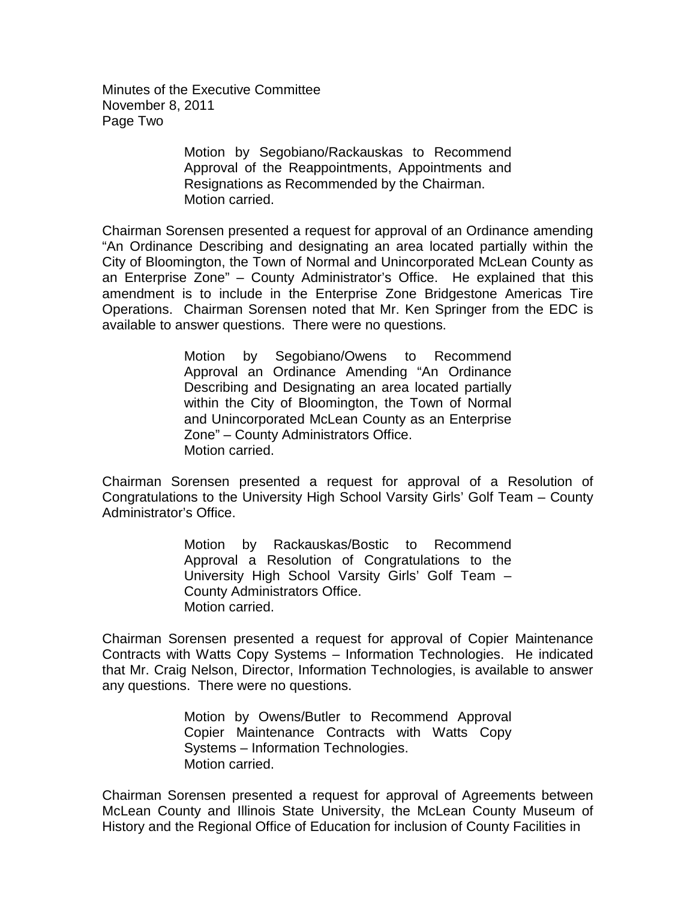Motion by Segobiano/Rackauskas to Recommend Approval of the Reappointments, Appointments and Resignations as Recommended by the Chairman. Motion carried.

Chairman Sorensen presented a request for approval of an Ordinance amending "An Ordinance Describing and designating an area located partially within the City of Bloomington, the Town of Normal and Unincorporated McLean County as an Enterprise Zone" – County Administrator's Office. He explained that this amendment is to include in the Enterprise Zone Bridgestone Americas Tire Operations. Chairman Sorensen noted that Mr. Ken Springer from the EDC is available to answer questions. There were no questions.

Motion by Segobiano/Owens to Recommend Approval an Ordinance Amending "An Ordinance Describing and Designating an area located partially within the City of Bloomington, the Town of Normal and Unincorporated McLean County as an Enterprise Zone" – County Administrators Office. Motion carried.

Chairman Sorensen presented a request for approval of a Resolution of Congratulations to the University High School Varsity Girls' Golf Team – County Administrator's Office.

Motion by Rackauskas/Bostic to Recommend Approval a Resolution of Congratulations to the University High School Varsity Girls' Golf Team – County Administrators Office. Motion carried.

Chairman Sorensen presented a request for approval of Copier Maintenance Contracts with Watts Copy Systems – Information Technologies. He indicated that Mr. Craig Nelson, Director, Information Technologies, is available to answer any questions. There were no questions.

Motion by Owens/Butler to Recommend Approval Copier Maintenance Contracts with Watts Copy Systems – Information Technologies. Motion carried.

Chairman Sorensen presented a request for approval of Agreements between McLean County and Illinois State University, the McLean County Museum of History and the Regional Office of Education for inclusion of County Facilities in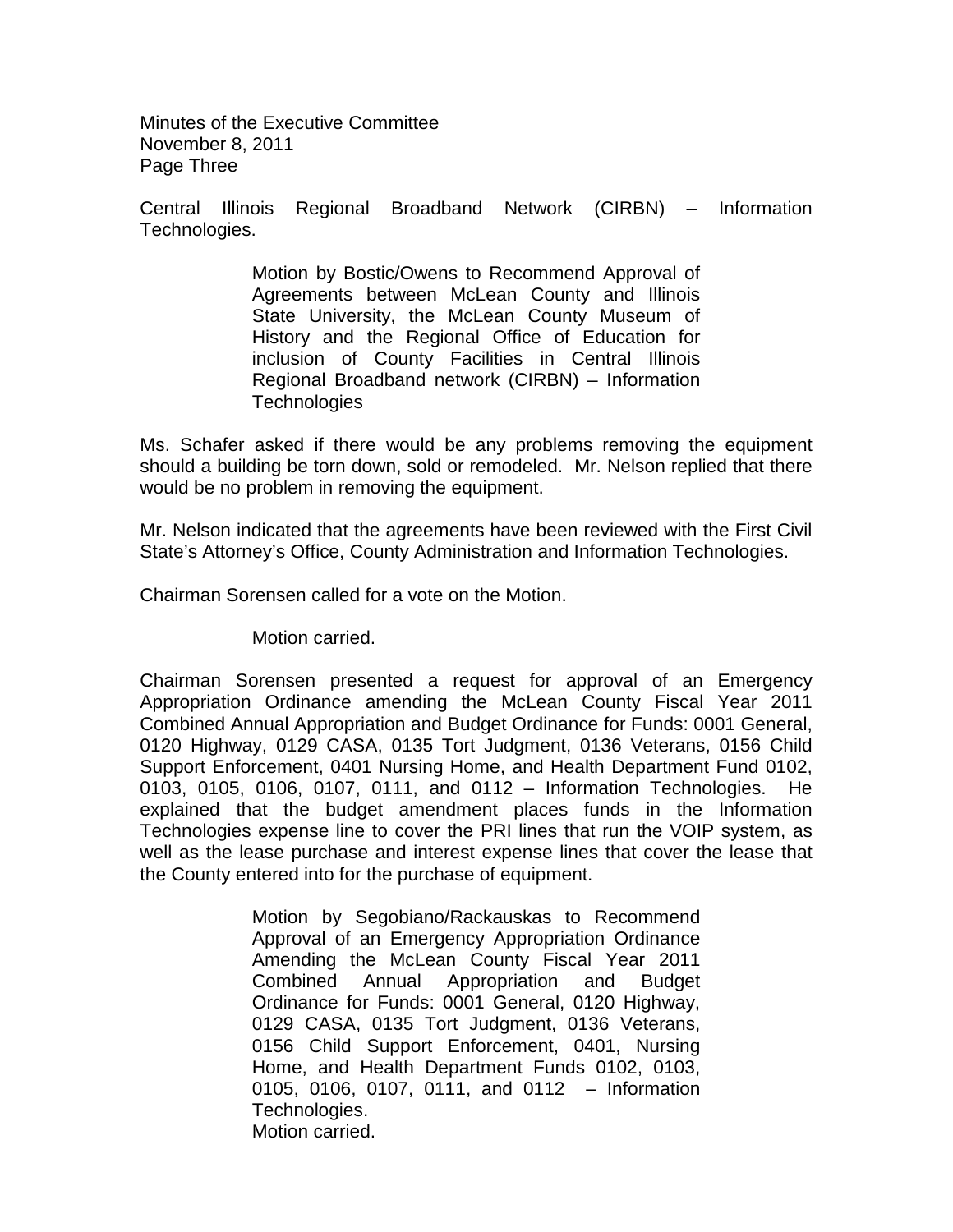Central Illinois Regional Broadband Network (CIRBN) – Information Technologies.

> Motion by Bostic/Owens to Recommend Approval of Agreements between McLean County and Illinois State University, the McLean County Museum of History and the Regional Office of Education for inclusion of County Facilities in Central Illinois Regional Broadband network (CIRBN) – Information Technologies

Ms. Schafer asked if there would be any problems removing the equipment should a building be torn down, sold or remodeled. Mr. Nelson replied that there would be no problem in removing the equipment.

Mr. Nelson indicated that the agreements have been reviewed with the First Civil State's Attorney's Office, County Administration and Information Technologies.

Chairman Sorensen called for a vote on the Motion.

> Motion carried.

Chairman Sorensen presented a request for approval of an Emergency Appropriation Ordinance amending the McLean County Fiscal Year 2011 Combined Annual Appropriation and Budget Ordinance for Funds: 0001 General, 0120 Highway, 0129 CASA, 0135 Tort Judgment, 0136 Veterans, 0156 Child Support Enforcement, 0401 Nursing Home, and Health Department Fund 0102, 0103, 0105, 0106, 0107, 0111, and 0112 – Information Technologies. He explained that the budget amendment places funds in the Information Technologies expense line to cover the PRI lines that run the VOIP system, as well as the lease purchase and interest expense lines that cover the lease that the County entered into for the purchase of equipment.

> Motion by Segobiano/Rackauskas to Recommend Approval of an Emergency Appropriation Ordinance Amending the McLean County Fiscal Year 2011 Combined Annual Appropriation and Budget Ordinance for Funds: 0001 General, 0120 Highway, 0129 CASA, 0135 Tort Judgment, 0136 Veterans, 0156 Child Support Enforcement, 0401, Nursing Home, and Health Department Funds 0102, 0103, 0105, 0106, 0107, 0111, and 0112 – Information Technologies.
> Motion carried.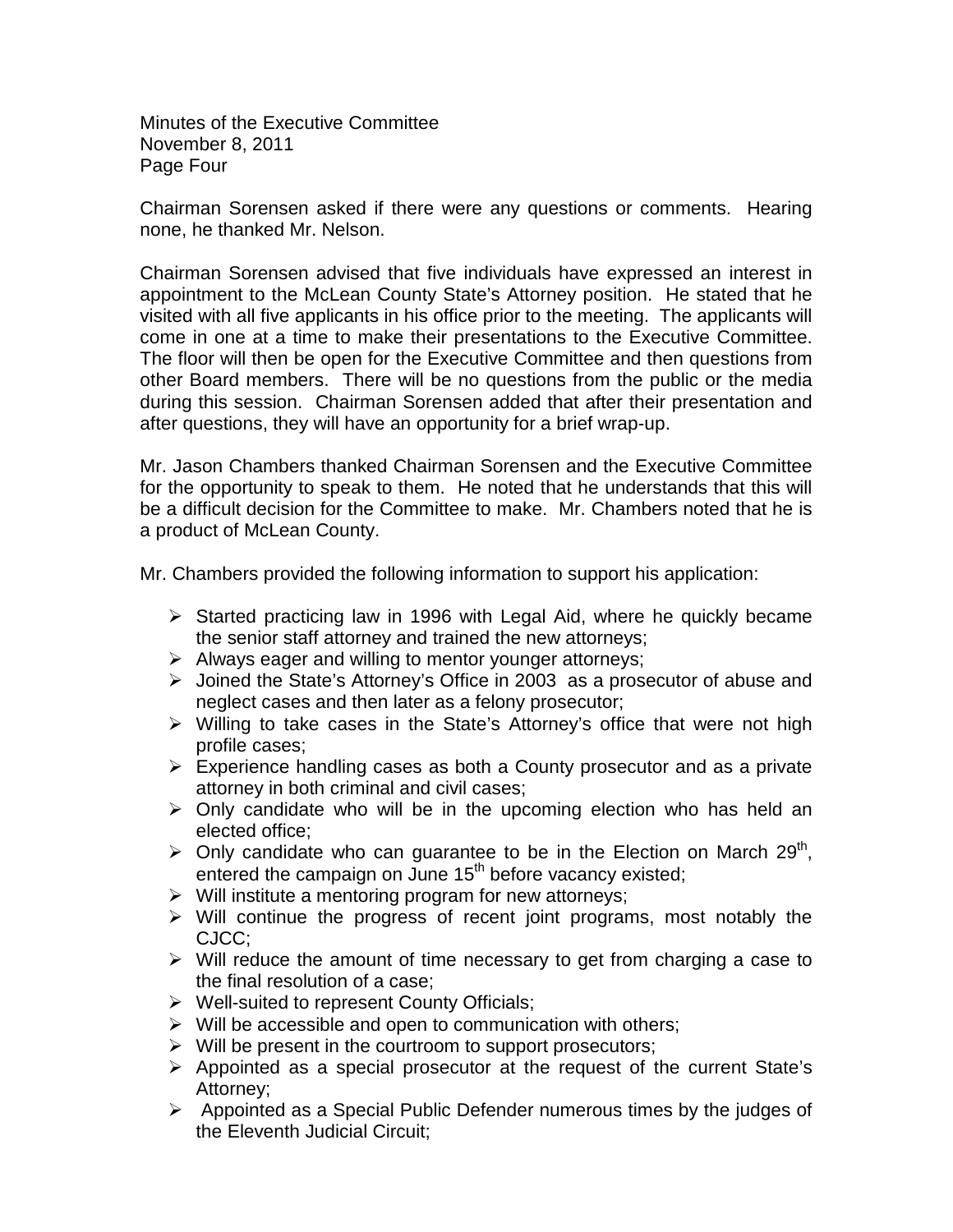Minutes of the Executive Committee
November 8, 2011
Page Four

Chairman Sorensen asked if there were any questions or comments. Hearing none, he thanked Mr. Nelson.

Chairman Sorensen advised that five individuals have expressed an interest in appointment to the McLean County State's Attorney position. He stated that he visited with all five applicants in his office prior to the meeting. The applicants will come in one at a time to make their presentations to the Executive Committee. The floor will then be open for the Executive Committee and then questions from other Board members. There will be no questions from the public or the media during this session. Chairman Sorensen added that after their presentation and after questions, they will have an opportunity for a brief wrap-up.

Mr. Jason Chambers thanked Chairman Sorensen and the Executive Committee for the opportunity to speak to them. He noted that he understands that this will be a difficult decision for the Committee to make. Mr. Chambers noted that he is a product of McLean County.

Mr. Chambers provided the following information to support his application:

- Started practicing law in 1996 with Legal Aid, where he quickly became the senior staff attorney and trained the new attorneys;
- Always eager and willing to mentor younger attorneys;
- Joined the State's Attorney's Office in 2003 as a prosecutor of abuse and neglect cases and then later as a felony prosecutor;
- Willing to take cases in the State's Attorney's office that were not high profile cases;
- Experience handling cases as both a County prosecutor and as a private attorney in both criminal and civil cases;
- Only candidate who will be in the upcoming election who has held an elected office;
- Only candidate who can guarantee to be in the Election on March 29th, entered the campaign on June 15th before vacancy existed;
- Will institute a mentoring program for new attorneys;
- Will continue the progress of recent joint programs, most notably the CJCC;
- Will reduce the amount of time necessary to get from charging a case to the final resolution of a case;
- Well-suited to represent County Officials;
- Will be accessible and open to communication with others;
- Will be present in the courtroom to support prosecutors;
- Appointed as a special prosecutor at the request of the current State's Attorney;
- Appointed as a Special Public Defender numerous times by the judges of the Eleventh Judicial Circuit;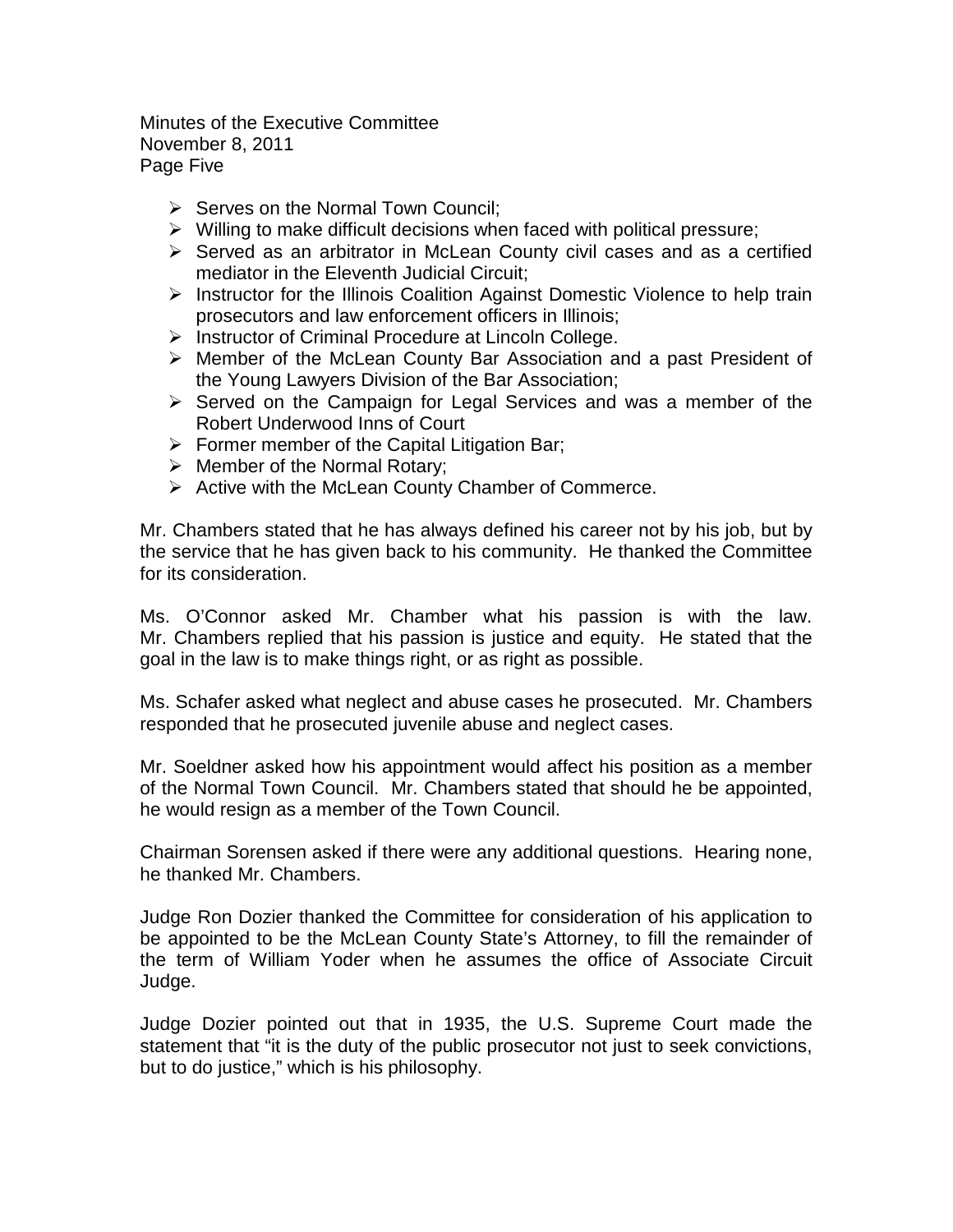- Serves on the Normal Town Council;
- Willing to make difficult decisions when faced with political pressure;
- Served as an arbitrator in McLean County civil cases and as a certified mediator in the Eleventh Judicial Circuit;
- Instructor for the Illinois Coalition Against Domestic Violence to help train prosecutors and law enforcement officers in Illinois;
- Instructor of Criminal Procedure at Lincoln College.
- Member of the McLean County Bar Association and a past President of the Young Lawyers Division of the Bar Association;
- Served on the Campaign for Legal Services and was a member of the Robert Underwood Inns of Court
- Former member of the Capital Litigation Bar;
- Member of the Normal Rotary;
- Active with the McLean County Chamber of Commerce.

Mr. Chambers stated that he has always defined his career not by his job, but by the service that he has given back to his community. He thanked the Committee for its consideration.

Ms. O'Connor asked Mr. Chamber what his passion is with the law. Mr. Chambers replied that his passion is justice and equity. He stated that the goal in the law is to make things right, or as right as possible.

Ms. Schafer asked what neglect and abuse cases he prosecuted. Mr. Chambers responded that he prosecuted juvenile abuse and neglect cases.

Mr. Soeldner asked how his appointment would affect his position as a member of the Normal Town Council. Mr. Chambers stated that should he be appointed, he would resign as a member of the Town Council.

Chairman Sorensen asked if there were any additional questions. Hearing none, he thanked Mr. Chambers.

Judge Ron Dozier thanked the Committee for consideration of his application to be appointed to be the McLean County State's Attorney, to fill the remainder of the term of William Yoder when he assumes the office of Associate Circuit Judge.

Judge Dozier pointed out that in 1935, the U.S. Supreme Court made the statement that "it is the duty of the public prosecutor not just to seek convictions, but to do justice," which is his philosophy.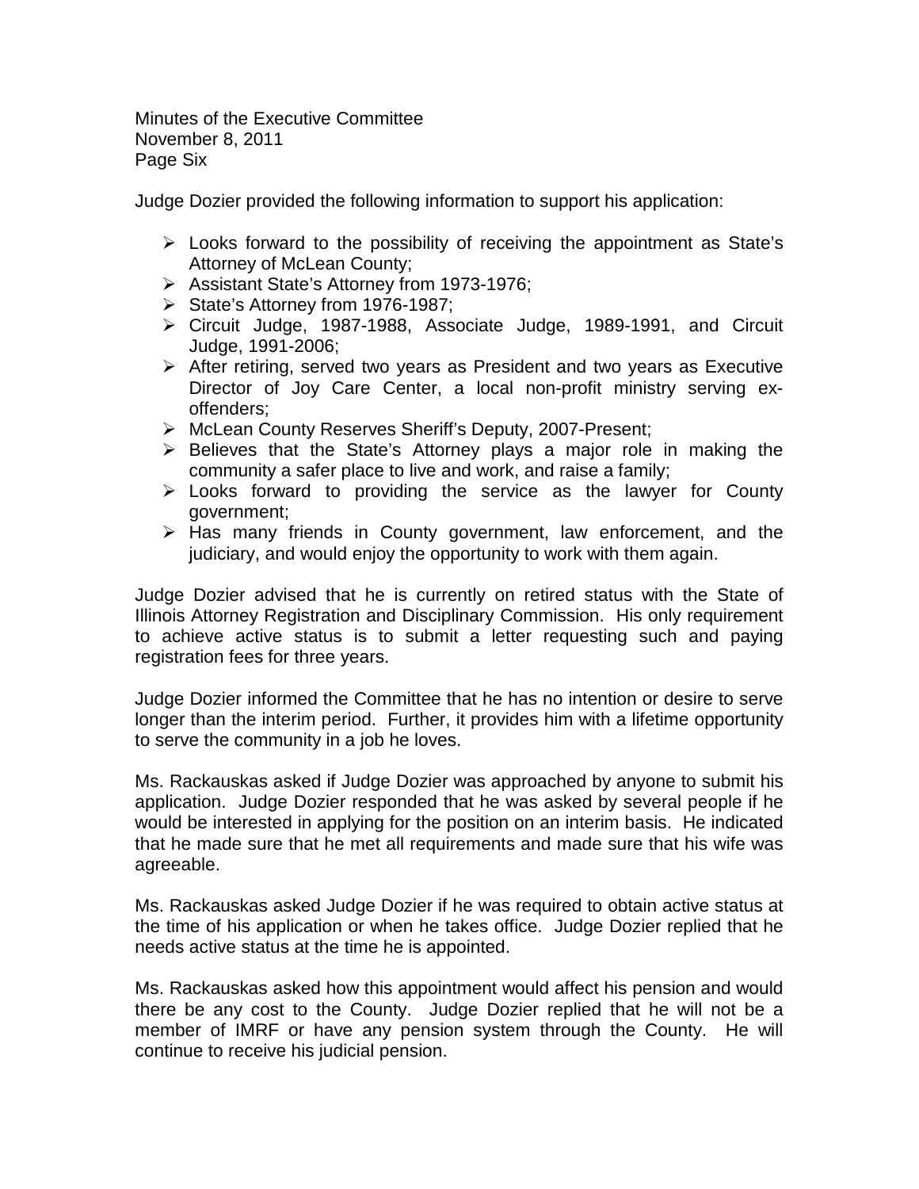Judge Dozier provided the following information to support his application:

- Looks forward to the possibility of receiving the appointment as State's Attorney of McLean County;
- Assistant State's Attorney from 1973-1976;
- State's Attorney from 1976-1987;
- Circuit Judge, 1987-1988, Associate Judge, 1989-1991, and Circuit Judge, 1991-2006;
- After retiring, served two years as President and two years as Executive Director of Joy Care Center, a local non-profit ministry serving ex-offenders;
- McLean County Reserves Sheriff's Deputy, 2007-Present;
- Believes that the State's Attorney plays a major role in making the community a safer place to live and work, and raise a family;
- Looks forward to providing the service as the lawyer for County government;
- Has many friends in County government, law enforcement, and the judiciary, and would enjoy the opportunity to work with them again.

Judge Dozier advised that he is currently on retired status with the State of Illinois Attorney Registration and Disciplinary Commission. His only requirement to achieve active status is to submit a letter requesting such and paying registration fees for three years.

Judge Dozier informed the Committee that he has no intention or desire to serve longer than the interim period. Further, it provides him with a lifetime opportunity to serve the community in a job he loves.

Ms. Rackauskas asked if Judge Dozier was approached by anyone to submit his application. Judge Dozier responded that he was asked by several people if he would be interested in applying for the position on an interim basis. He indicated that he made sure that he met all requirements and made sure that his wife was agreeable.

Ms. Rackauskas asked Judge Dozier if he was required to obtain active status at the time of his application or when he takes office. Judge Dozier replied that he needs active status at the time he is appointed.

Ms. Rackauskas asked how this appointment would affect his pension and would there be any cost to the County. Judge Dozier replied that he will not be a member of IMRF or have any pension system through the County. He will continue to receive his judicial pension.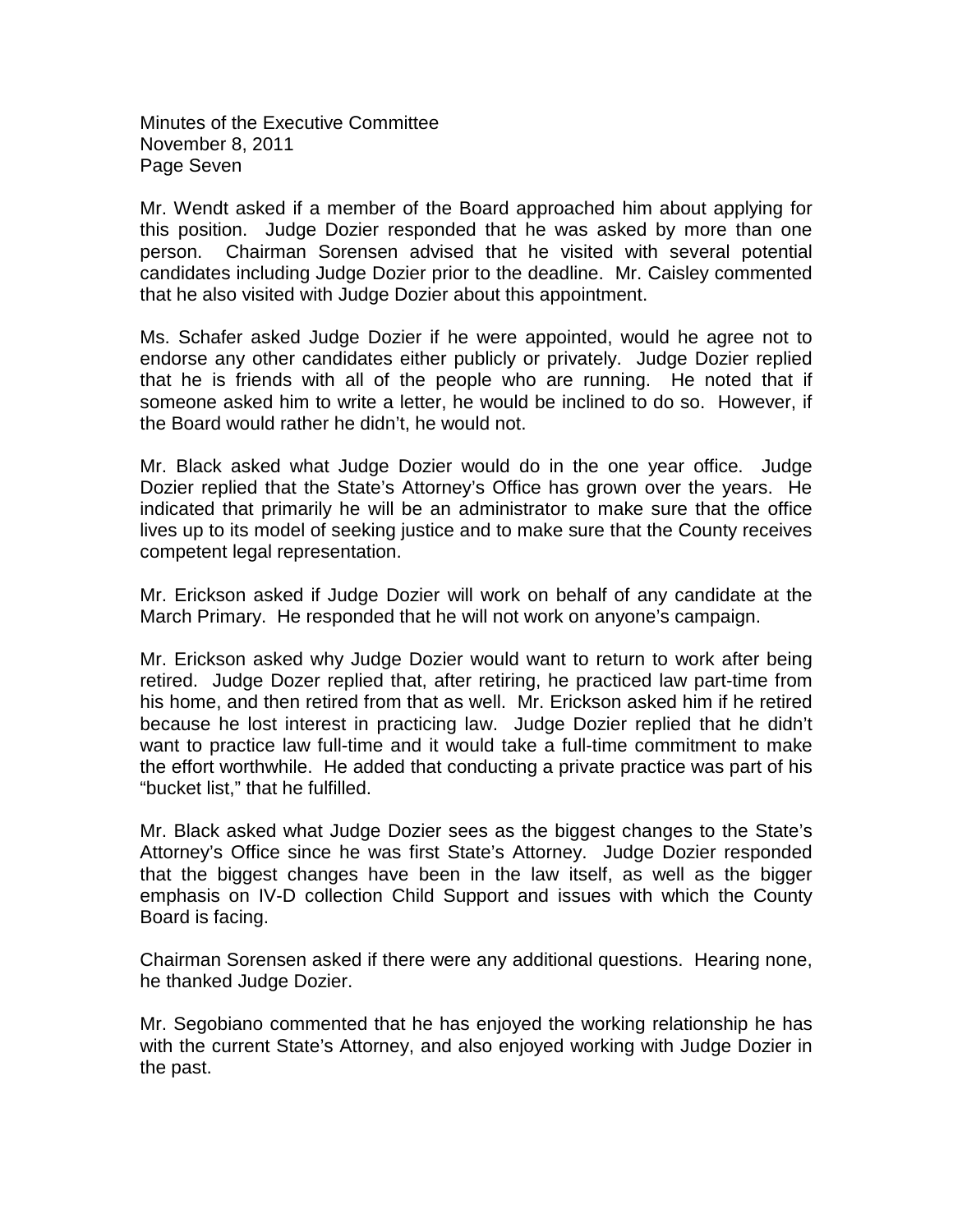Mr. Wendt asked if a member of the Board approached him about applying for this position. Judge Dozier responded that he was asked by more than one person. Chairman Sorensen advised that he visited with several potential candidates including Judge Dozier prior to the deadline. Mr. Caisley commented that he also visited with Judge Dozier about this appointment.

Ms. Schafer asked Judge Dozier if he were appointed, would he agree not to endorse any other candidates either publicly or privately. Judge Dozier replied that he is friends with all of the people who are running. He noted that if someone asked him to write a letter, he would be inclined to do so. However, if the Board would rather he didn't, he would not.

Mr. Black asked what Judge Dozier would do in the one year office. Judge Dozier replied that the State's Attorney's Office has grown over the years. He indicated that primarily he will be an administrator to make sure that the office lives up to its model of seeking justice and to make sure that the County receives competent legal representation.

Mr. Erickson asked if Judge Dozier will work on behalf of any candidate at the March Primary. He responded that he will not work on anyone's campaign.

Mr. Erickson asked why Judge Dozier would want to return to work after being retired. Judge Dozer replied that, after retiring, he practiced law part-time from his home, and then retired from that as well. Mr. Erickson asked him if he retired because he lost interest in practicing law. Judge Dozier replied that he didn't want to practice law full-time and it would take a full-time commitment to make the effort worthwhile. He added that conducting a private practice was part of his "bucket list," that he fulfilled.

Mr. Black asked what Judge Dozier sees as the biggest changes to the State's Attorney's Office since he was first State's Attorney. Judge Dozier responded that the biggest changes have been in the law itself, as well as the bigger emphasis on IV-D collection Child Support and issues with which the County Board is facing.

Chairman Sorensen asked if there were any additional questions. Hearing none, he thanked Judge Dozier.

Mr. Segobiano commented that he has enjoyed the working relationship he has with the current State's Attorney, and also enjoyed working with Judge Dozier in the past.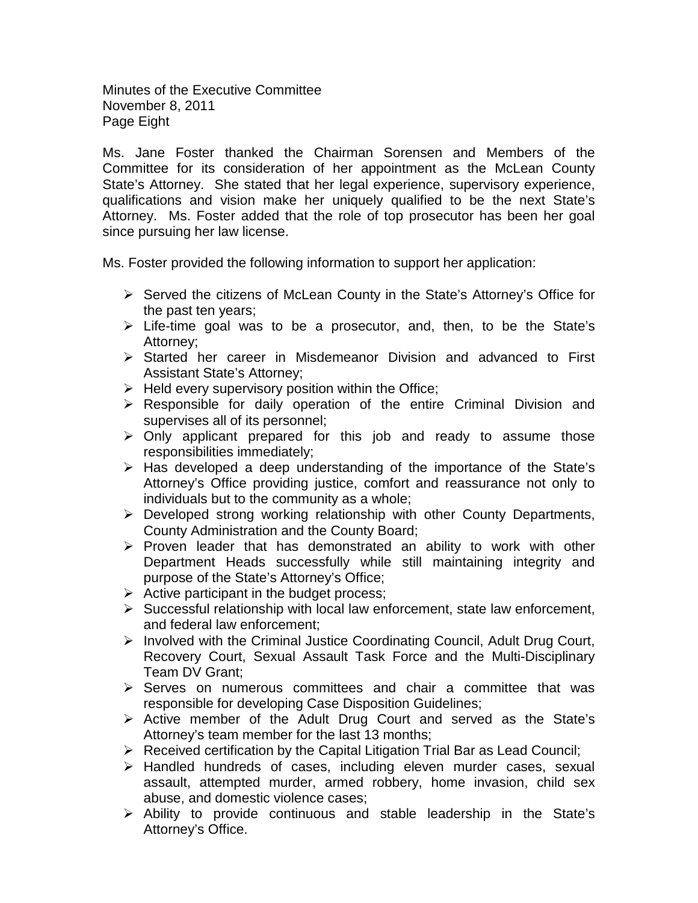Ms. Jane Foster thanked the Chairman Sorensen and Members of the Committee for its consideration of her appointment as the McLean County State's Attorney. She stated that her legal experience, supervisory experience, qualifications and vision make her uniquely qualified to be the next State's Attorney. Ms. Foster added that the role of top prosecutor has been her goal since pursuing her law license.

Ms. Foster provided the following information to support her application:

- Served the citizens of McLean County in the State's Attorney's Office for the past ten years;
- Life-time goal was to be a prosecutor, and, then, to be the State's Attorney;
- Started her career in Misdemeanor Division and advanced to First Assistant State's Attorney;
- Held every supervisory position within the Office;
- Responsible for daily operation of the entire Criminal Division and supervises all of its personnel;
- Only applicant prepared for this job and ready to assume those responsibilities immediately;
- Has developed a deep understanding of the importance of the State's Attorney's Office providing justice, comfort and reassurance not only to individuals but to the community as a whole;
- Developed strong working relationship with other County Departments, County Administration and the County Board;
- Proven leader that has demonstrated an ability to work with other Department Heads successfully while still maintaining integrity and purpose of the State's Attorney's Office;
- Active participant in the budget process;
- Successful relationship with local law enforcement, state law enforcement, and federal law enforcement;
- Involved with the Criminal Justice Coordinating Council, Adult Drug Court, Recovery Court, Sexual Assault Task Force and the Multi-Disciplinary Team DV Grant;
- Serves on numerous committees and chair a committee that was responsible for developing Case Disposition Guidelines;
- Active member of the Adult Drug Court and served as the State's Attorney's team member for the last 13 months;
- Received certification by the Capital Litigation Trial Bar as Lead Council;
- Handled hundreds of cases, including eleven murder cases, sexual assault, attempted murder, armed robbery, home invasion, child sex abuse, and domestic violence cases;
- Ability to provide continuous and stable leadership in the State's Attorney's Office.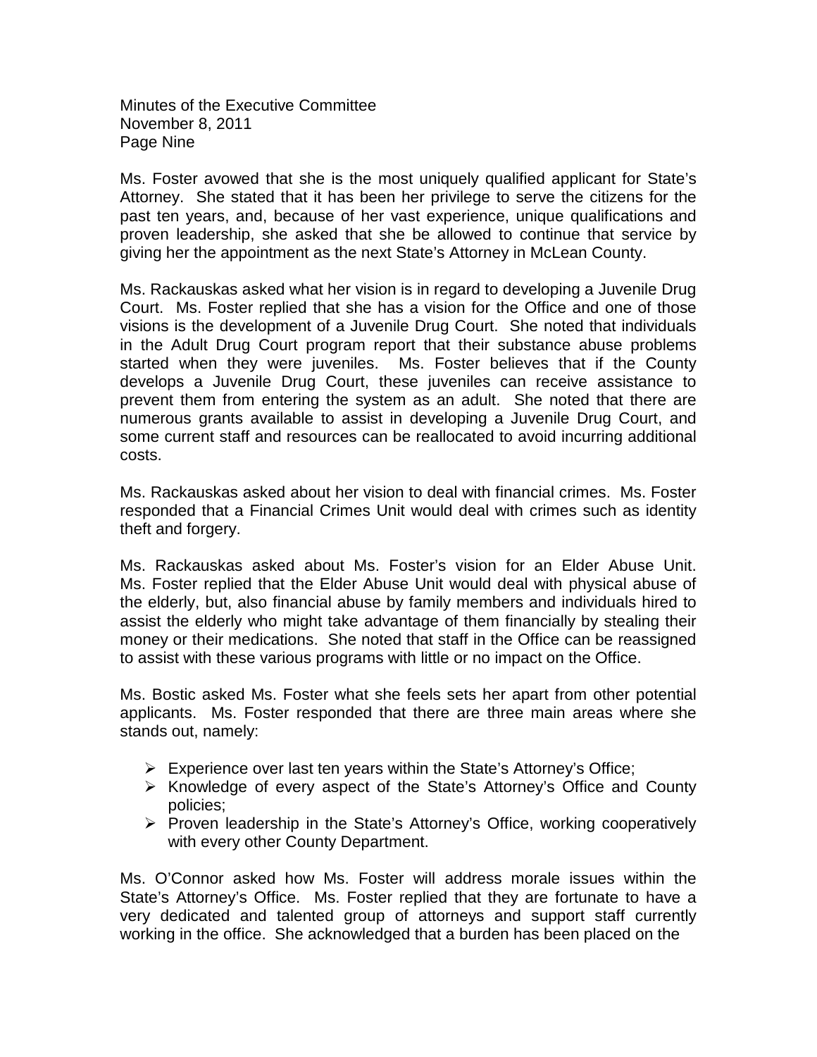Ms. Foster avowed that she is the most uniquely qualified applicant for State's Attorney. She stated that it has been her privilege to serve the citizens for the past ten years, and, because of her vast experience, unique qualifications and proven leadership, she asked that she be allowed to continue that service by giving her the appointment as the next State's Attorney in McLean County.

Ms. Rackauskas asked what her vision is in regard to developing a Juvenile Drug Court. Ms. Foster replied that she has a vision for the Office and one of those visions is the development of a Juvenile Drug Court. She noted that individuals in the Adult Drug Court program report that their substance abuse problems started when they were juveniles. Ms. Foster believes that if the County develops a Juvenile Drug Court, these juveniles can receive assistance to prevent them from entering the system as an adult. She noted that there are numerous grants available to assist in developing a Juvenile Drug Court, and some current staff and resources can be reallocated to avoid incurring additional costs.

Ms. Rackauskas asked about her vision to deal with financial crimes. Ms. Foster responded that a Financial Crimes Unit would deal with crimes such as identity theft and forgery.

Ms. Rackauskas asked about Ms. Foster's vision for an Elder Abuse Unit. Ms. Foster replied that the Elder Abuse Unit would deal with physical abuse of the elderly, but, also financial abuse by family members and individuals hired to assist the elderly who might take advantage of them financially by stealing their money or their medications. She noted that staff in the Office can be reassigned to assist with these various programs with little or no impact on the Office.

Ms. Bostic asked Ms. Foster what she feels sets her apart from other potential applicants. Ms. Foster responded that there are three main areas where she stands out, namely:

- Experience over last ten years within the State's Attorney's Office;
- Knowledge of every aspect of the State's Attorney's Office and County policies;
- Proven leadership in the State's Attorney's Office, working cooperatively with every other County Department.

Ms. O'Connor asked how Ms. Foster will address morale issues within the State's Attorney's Office. Ms. Foster replied that they are fortunate to have a very dedicated and talented group of attorneys and support staff currently working in the office. She acknowledged that a burden has been placed on the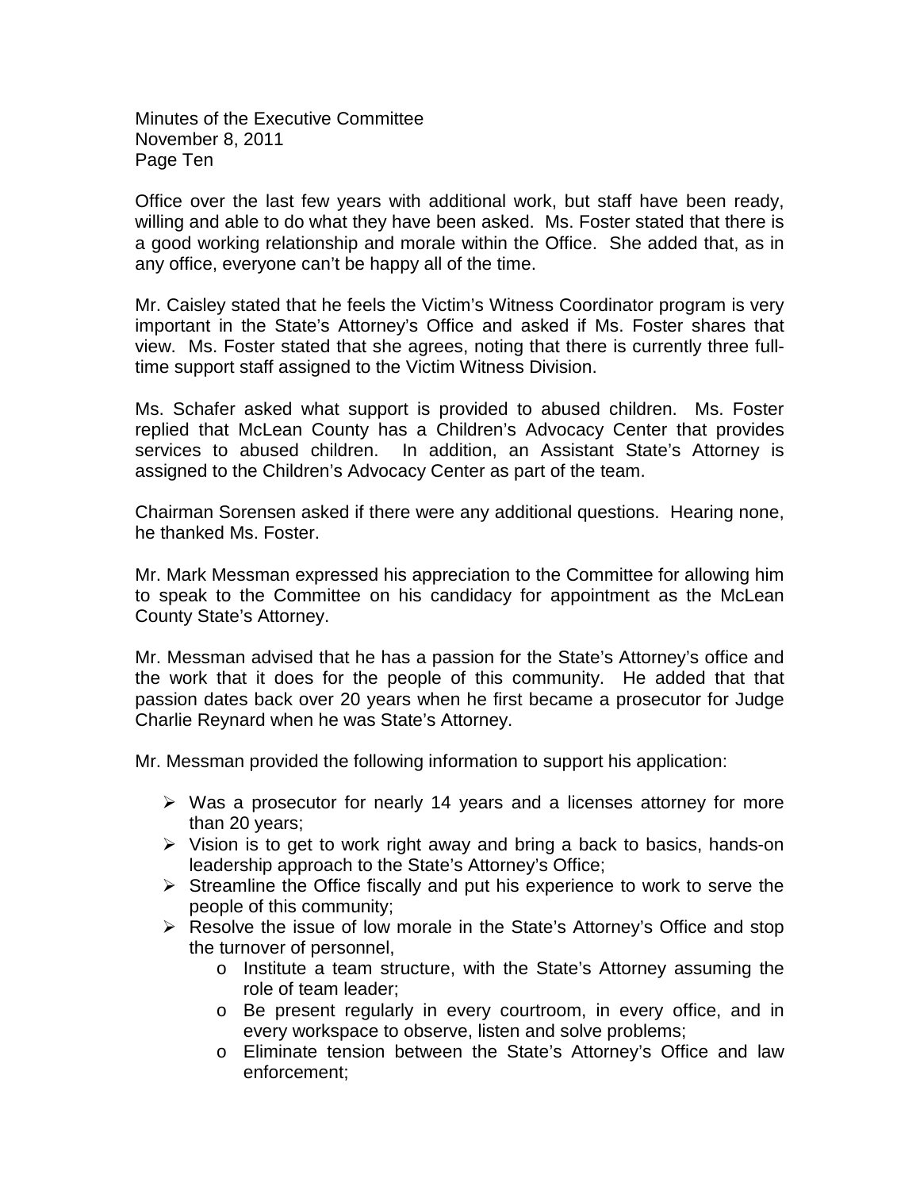Office over the last few years with additional work, but staff have been ready, willing and able to do what they have been asked. Ms. Foster stated that there is a good working relationship and morale within the Office. She added that, as in any office, everyone can't be happy all of the time.

Mr. Caisley stated that he feels the Victim's Witness Coordinator program is very important in the State's Attorney's Office and asked if Ms. Foster shares that view. Ms. Foster stated that she agrees, noting that there is currently three full-time support staff assigned to the Victim Witness Division.

Ms. Schafer asked what support is provided to abused children. Ms. Foster replied that McLean County has a Children's Advocacy Center that provides services to abused children. In addition, an Assistant State's Attorney is assigned to the Children's Advocacy Center as part of the team.

Chairman Sorensen asked if there were any additional questions. Hearing none, he thanked Ms. Foster.

Mr. Mark Messman expressed his appreciation to the Committee for allowing him to speak to the Committee on his candidacy for appointment as the McLean County State's Attorney.

Mr. Messman advised that he has a passion for the State's Attorney's office and the work that it does for the people of this community. He added that that passion dates back over 20 years when he first became a prosecutor for Judge Charlie Reynard when he was State's Attorney.

Mr. Messman provided the following information to support his application:

- Was a prosecutor for nearly 14 years and a licenses attorney for more than 20 years;
- Vision is to get to work right away and bring a back to basics, hands-on leadership approach to the State's Attorney's Office;
- Streamline the Office fiscally and put his experience to work to serve the people of this community;
- Resolve the issue of low morale in the State's Attorney's Office and stop the turnover of personnel,
  - Institute a team structure, with the State's Attorney assuming the role of team leader;
  - Be present regularly in every courtroom, in every office, and in every workspace to observe, listen and solve problems;
  - Eliminate tension between the State's Attorney's Office and law enforcement;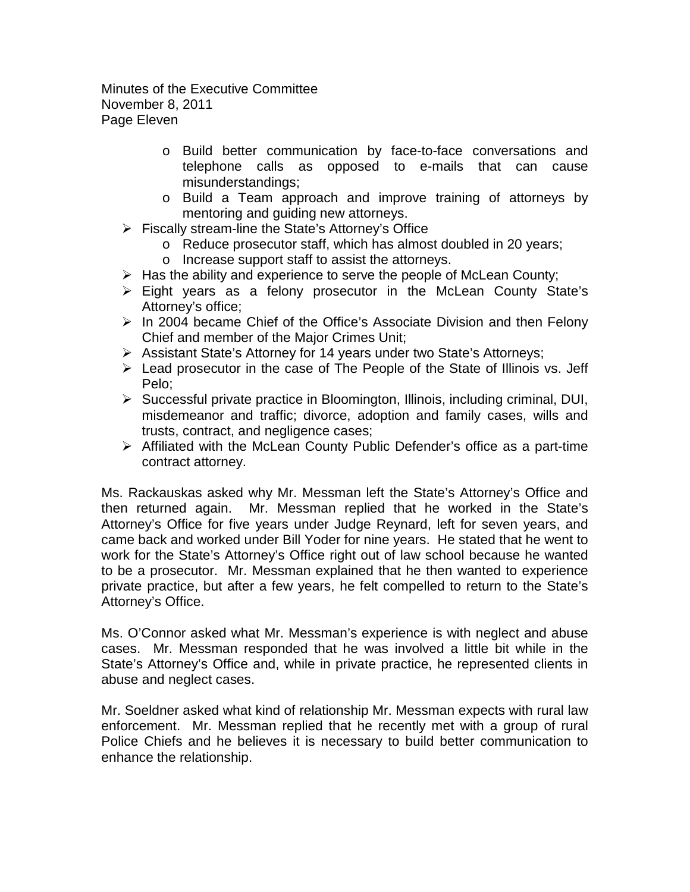- Build better communication by face-to-face conversations and telephone calls as opposed to e-mails that can cause misunderstandings;
  - Build a Team approach and improve training of attorneys by mentoring and guiding new attorneys.
- Fiscally stream-line the State's Attorney's Office
  - Reduce prosecutor staff, which has almost doubled in 20 years;
  - Increase support staff to assist the attorneys.
- Has the ability and experience to serve the people of McLean County;
- Eight years as a felony prosecutor in the McLean County State's Attorney's office;
- In 2004 became Chief of the Office's Associate Division and then Felony Chief and member of the Major Crimes Unit;
- Assistant State's Attorney for 14 years under two State's Attorneys;
- Lead prosecutor in the case of The People of the State of Illinois vs. Jeff Pelo;
- Successful private practice in Bloomington, Illinois, including criminal, DUI, misdemeanor and traffic; divorce, adoption and family cases, wills and trusts, contract, and negligence cases;
- Affiliated with the McLean County Public Defender's office as a part-time contract attorney.

Ms. Rackauskas asked why Mr. Messman left the State's Attorney's Office and then returned again. Mr. Messman replied that he worked in the State's Attorney's Office for five years under Judge Reynard, left for seven years, and came back and worked under Bill Yoder for nine years. He stated that he went to work for the State's Attorney's Office right out of law school because he wanted to be a prosecutor. Mr. Messman explained that he then wanted to experience private practice, but after a few years, he felt compelled to return to the State's Attorney's Office.

Ms. O'Connor asked what Mr. Messman's experience is with neglect and abuse cases. Mr. Messman responded that he was involved a little bit while in the State's Attorney's Office and, while in private practice, he represented clients in abuse and neglect cases.

Mr. Soeldner asked what kind of relationship Mr. Messman expects with rural law enforcement. Mr. Messman replied that he recently met with a group of rural Police Chiefs and he believes it is necessary to build better communication to enhance the relationship.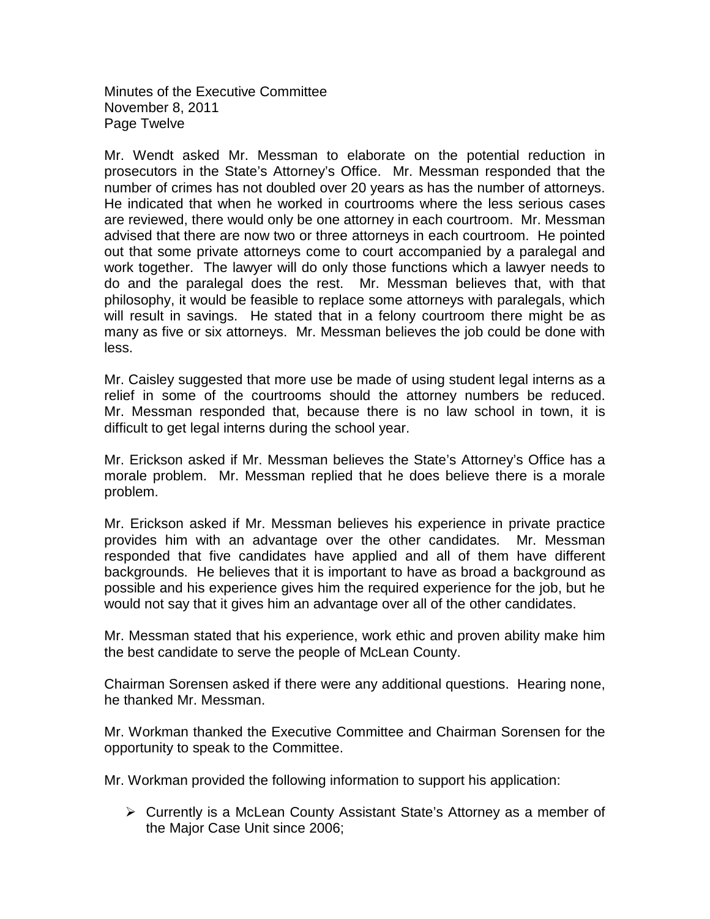Mr. Wendt asked Mr. Messman to elaborate on the potential reduction in prosecutors in the State's Attorney's Office. Mr. Messman responded that the number of crimes has not doubled over 20 years as has the number of attorneys. He indicated that when he worked in courtrooms where the less serious cases are reviewed, there would only be one attorney in each courtroom. Mr. Messman advised that there are now two or three attorneys in each courtroom. He pointed out that some private attorneys come to court accompanied by a paralegal and work together. The lawyer will do only those functions which a lawyer needs to do and the paralegal does the rest. Mr. Messman believes that, with that philosophy, it would be feasible to replace some attorneys with paralegals, which will result in savings. He stated that in a felony courtroom there might be as many as five or six attorneys. Mr. Messman believes the job could be done with less.

Mr. Caisley suggested that more use be made of using student legal interns as a relief in some of the courtrooms should the attorney numbers be reduced. Mr. Messman responded that, because there is no law school in town, it is difficult to get legal interns during the school year.

Mr. Erickson asked if Mr. Messman believes the State's Attorney's Office has a morale problem. Mr. Messman replied that he does believe there is a morale problem.

Mr. Erickson asked if Mr. Messman believes his experience in private practice provides him with an advantage over the other candidates. Mr. Messman responded that five candidates have applied and all of them have different backgrounds. He believes that it is important to have as broad a background as possible and his experience gives him the required experience for the job, but he would not say that it gives him an advantage over all of the other candidates.

Mr. Messman stated that his experience, work ethic and proven ability make him the best candidate to serve the people of McLean County.

Chairman Sorensen asked if there were any additional questions. Hearing none, he thanked Mr. Messman.

Mr. Workman thanked the Executive Committee and Chairman Sorensen for the opportunity to speak to the Committee.

Mr. Workman provided the following information to support his application:

- Currently is a McLean County Assistant State's Attorney as a member of the Major Case Unit since 2006;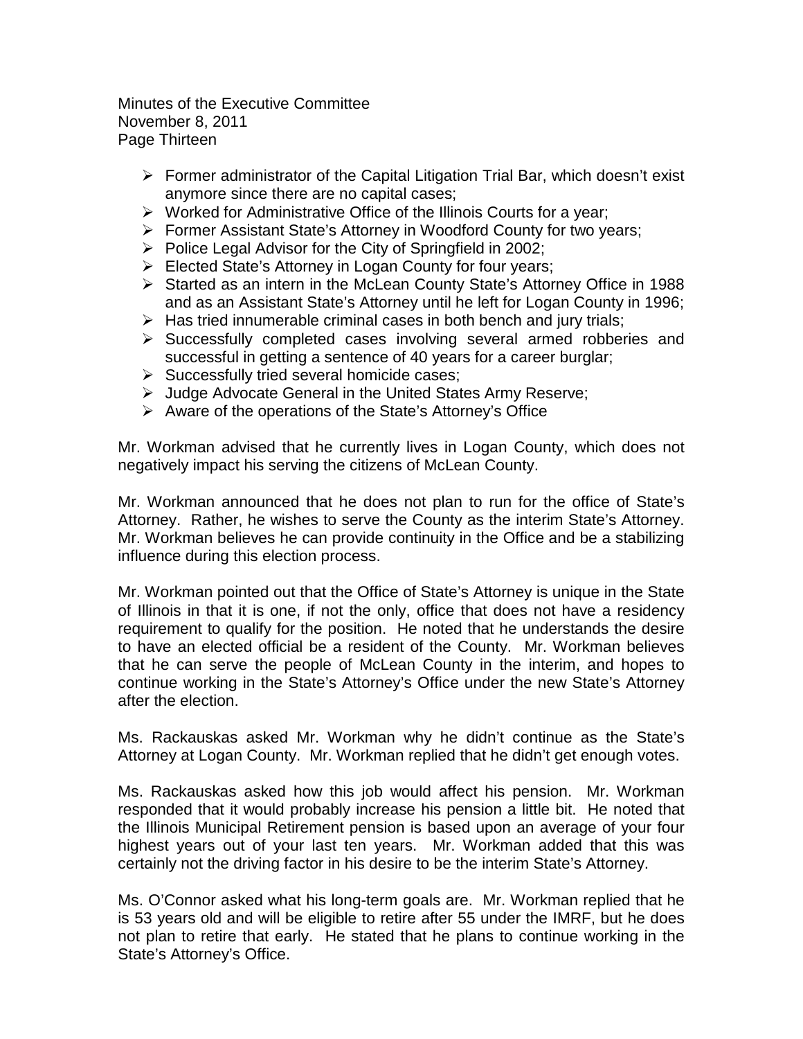- Former administrator of the Capital Litigation Trial Bar, which doesn't exist anymore since there are no capital cases;
- Worked for Administrative Office of the Illinois Courts for a year;
- Former Assistant State's Attorney in Woodford County for two years;
- Police Legal Advisor for the City of Springfield in 2002;
- Elected State's Attorney in Logan County for four years;
- Started as an intern in the McLean County State's Attorney Office in 1988 and as an Assistant State's Attorney until he left for Logan County in 1996;
- Has tried innumerable criminal cases in both bench and jury trials;
- Successfully completed cases involving several armed robberies and successful in getting a sentence of 40 years for a career burglar;
- Successfully tried several homicide cases;
- Judge Advocate General in the United States Army Reserve;
- Aware of the operations of the State's Attorney's Office

Mr. Workman advised that he currently lives in Logan County, which does not negatively impact his serving the citizens of McLean County.

Mr. Workman announced that he does not plan to run for the office of State's Attorney. Rather, he wishes to serve the County as the interim State's Attorney. Mr. Workman believes he can provide continuity in the Office and be a stabilizing influence during this election process.

Mr. Workman pointed out that the Office of State's Attorney is unique in the State of Illinois in that it is one, if not the only, office that does not have a residency requirement to qualify for the position. He noted that he understands the desire to have an elected official be a resident of the County. Mr. Workman believes that he can serve the people of McLean County in the interim, and hopes to continue working in the State's Attorney's Office under the new State's Attorney after the election.

Ms. Rackauskas asked Mr. Workman why he didn't continue as the State's Attorney at Logan County. Mr. Workman replied that he didn't get enough votes.

Ms. Rackauskas asked how this job would affect his pension. Mr. Workman responded that it would probably increase his pension a little bit. He noted that the Illinois Municipal Retirement pension is based upon an average of your four highest years out of your last ten years. Mr. Workman added that this was certainly not the driving factor in his desire to be the interim State's Attorney.

Ms. O'Connor asked what his long-term goals are. Mr. Workman replied that he is 53 years old and will be eligible to retire after 55 under the IMRF, but he does not plan to retire that early. He stated that he plans to continue working in the State's Attorney's Office.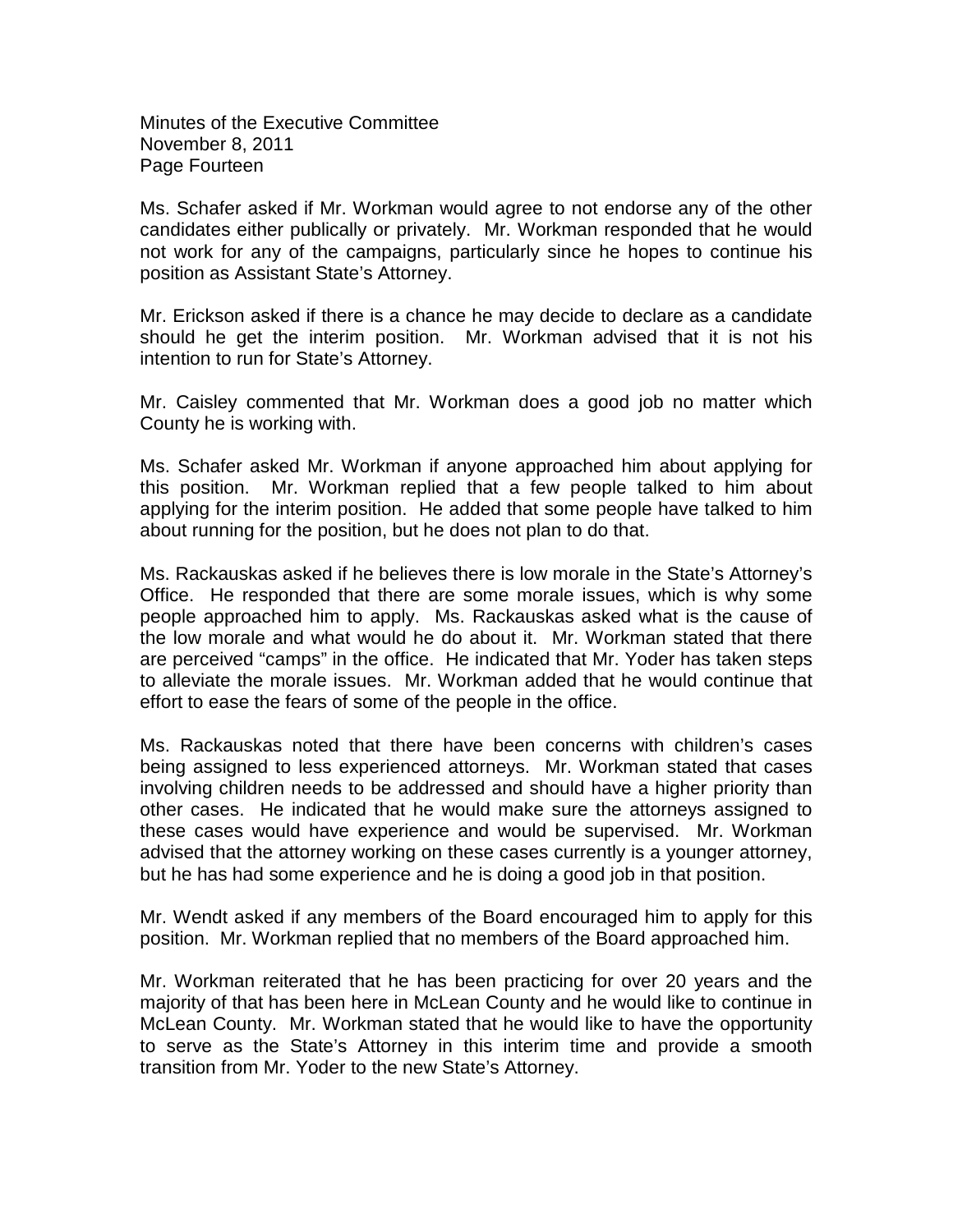Ms. Schafer asked if Mr. Workman would agree to not endorse any of the other candidates either publically or privately. Mr. Workman responded that he would not work for any of the campaigns, particularly since he hopes to continue his position as Assistant State's Attorney.

Mr. Erickson asked if there is a chance he may decide to declare as a candidate should he get the interim position. Mr. Workman advised that it is not his intention to run for State's Attorney.

Mr. Caisley commented that Mr. Workman does a good job no matter which County he is working with.

Ms. Schafer asked Mr. Workman if anyone approached him about applying for this position. Mr. Workman replied that a few people talked to him about applying for the interim position. He added that some people have talked to him about running for the position, but he does not plan to do that.

Ms. Rackauskas asked if he believes there is low morale in the State's Attorney's Office. He responded that there are some morale issues, which is why some people approached him to apply. Ms. Rackauskas asked what is the cause of the low morale and what would he do about it. Mr. Workman stated that there are perceived "camps" in the office. He indicated that Mr. Yoder has taken steps to alleviate the morale issues. Mr. Workman added that he would continue that effort to ease the fears of some of the people in the office.

Ms. Rackauskas noted that there have been concerns with children's cases being assigned to less experienced attorneys. Mr. Workman stated that cases involving children needs to be addressed and should have a higher priority than other cases. He indicated that he would make sure the attorneys assigned to these cases would have experience and would be supervised. Mr. Workman advised that the attorney working on these cases currently is a younger attorney, but he has had some experience and he is doing a good job in that position.

Mr. Wendt asked if any members of the Board encouraged him to apply for this position. Mr. Workman replied that no members of the Board approached him.

Mr. Workman reiterated that he has been practicing for over 20 years and the majority of that has been here in McLean County and he would like to continue in McLean County. Mr. Workman stated that he would like to have the opportunity to serve as the State's Attorney in this interim time and provide a smooth transition from Mr. Yoder to the new State's Attorney.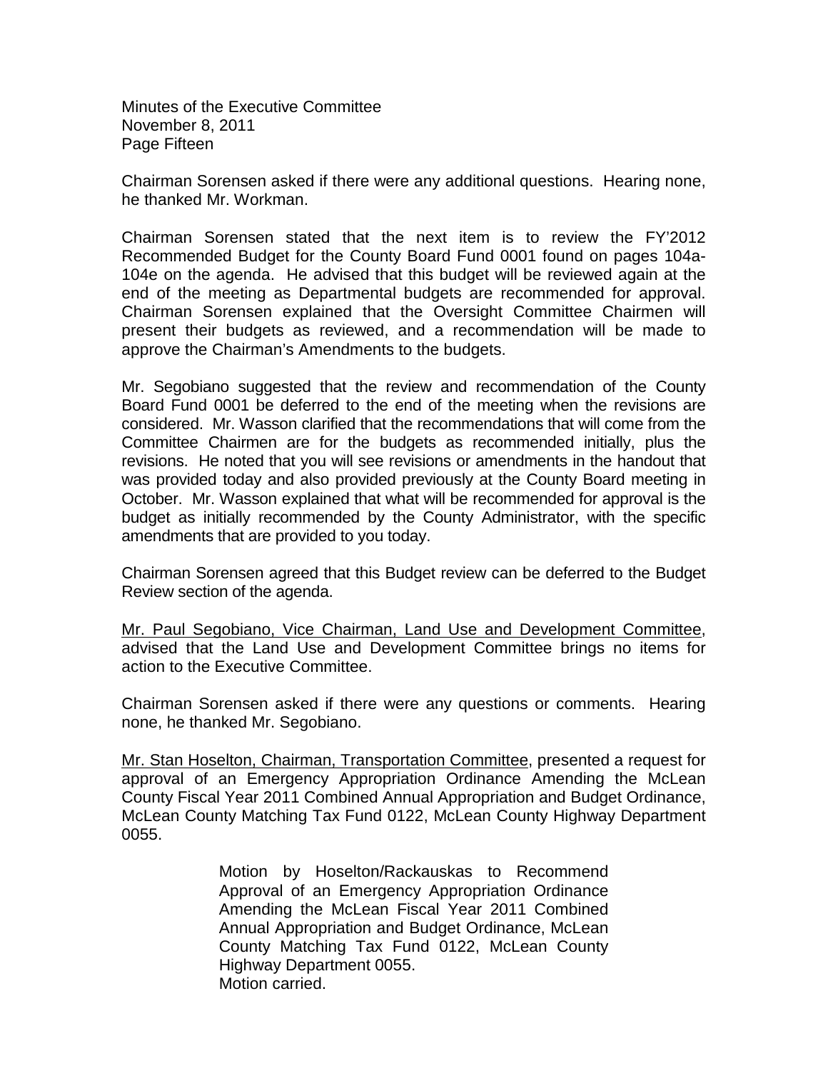Chairman Sorensen asked if there were any additional questions. Hearing none, he thanked Mr. Workman.

Chairman Sorensen stated that the next item is to review the FY'2012 Recommended Budget for the County Board Fund 0001 found on pages 104a-104e on the agenda. He advised that this budget will be reviewed again at the end of the meeting as Departmental budgets are recommended for approval. Chairman Sorensen explained that the Oversight Committee Chairmen will present their budgets as reviewed, and a recommendation will be made to approve the Chairman's Amendments to the budgets.

Mr. Segobiano suggested that the review and recommendation of the County Board Fund 0001 be deferred to the end of the meeting when the revisions are considered. Mr. Wasson clarified that the recommendations that will come from the Committee Chairmen are for the budgets as recommended initially, plus the revisions. He noted that you will see revisions or amendments in the handout that was provided today and also provided previously at the County Board meeting in October. Mr. Wasson explained that what will be recommended for approval is the budget as initially recommended by the County Administrator, with the specific amendments that are provided to you today.

Chairman Sorensen agreed that this Budget review can be deferred to the Budget Review section of the agenda.

<u>Mr. Paul Segobiano, Vice Chairman, Land Use and Development Committee</u>, advised that the Land Use and Development Committee brings no items for action to the Executive Committee.

Chairman Sorensen asked if there were any questions or comments. Hearing none, he thanked Mr. Segobiano.

<u>Mr. Stan Hoselton, Chairman, Transportation Committee</u>, presented a request for approval of an Emergency Appropriation Ordinance Amending the McLean County Fiscal Year 2011 Combined Annual Appropriation and Budget Ordinance, McLean County Matching Tax Fund 0122, McLean County Highway Department 0055.

> Motion by Hoselton/Rackauskas to Recommend Approval of an Emergency Appropriation Ordinance Amending the McLean Fiscal Year 2011 Combined Annual Appropriation and Budget Ordinance, McLean County Matching Tax Fund 0122, McLean County Highway Department 0055.
> Motion carried.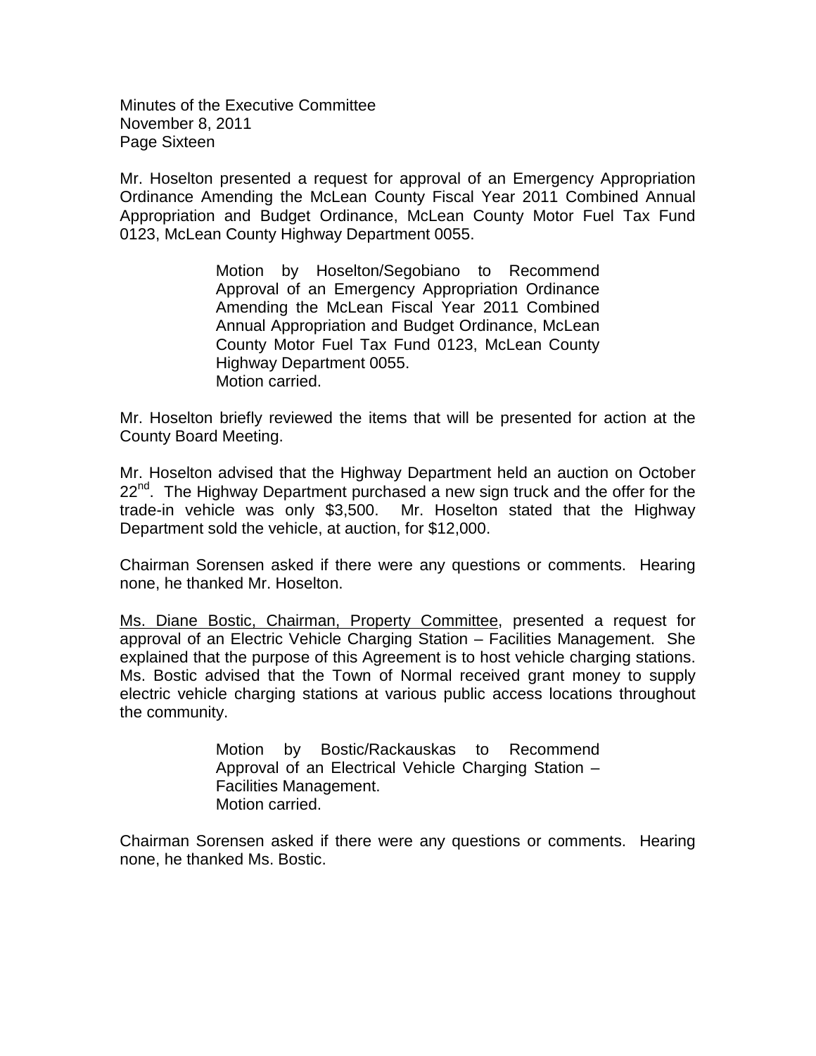Mr. Hoselton presented a request for approval of an Emergency Appropriation Ordinance Amending the McLean County Fiscal Year 2011 Combined Annual Appropriation and Budget Ordinance, McLean County Motor Fuel Tax Fund 0123, McLean County Highway Department 0055.

> Motion by Hoselton/Segobiano to Recommend Approval of an Emergency Appropriation Ordinance Amending the McLean Fiscal Year 2011 Combined Annual Appropriation and Budget Ordinance, McLean County Motor Fuel Tax Fund 0123, McLean County Highway Department 0055.
> Motion carried.

Mr. Hoselton briefly reviewed the items that will be presented for action at the County Board Meeting.

Mr. Hoselton advised that the Highway Department held an auction on October 22nd. The Highway Department purchased a new sign truck and the offer for the trade-in vehicle was only $3,500. Mr. Hoselton stated that the Highway Department sold the vehicle, at auction, for $12,000.

Chairman Sorensen asked if there were any questions or comments. Hearing none, he thanked Mr. Hoselton.

Ms. Diane Bostic, Chairman, Property Committee, presented a request for approval of an Electric Vehicle Charging Station – Facilities Management. She explained that the purpose of this Agreement is to host vehicle charging stations. Ms. Bostic advised that the Town of Normal received grant money to supply electric vehicle charging stations at various public access locations throughout the community.

> Motion by Bostic/Rackauskas to Recommend Approval of an Electrical Vehicle Charging Station – Facilities Management.
> Motion carried.

Chairman Sorensen asked if there were any questions or comments. Hearing none, he thanked Ms. Bostic.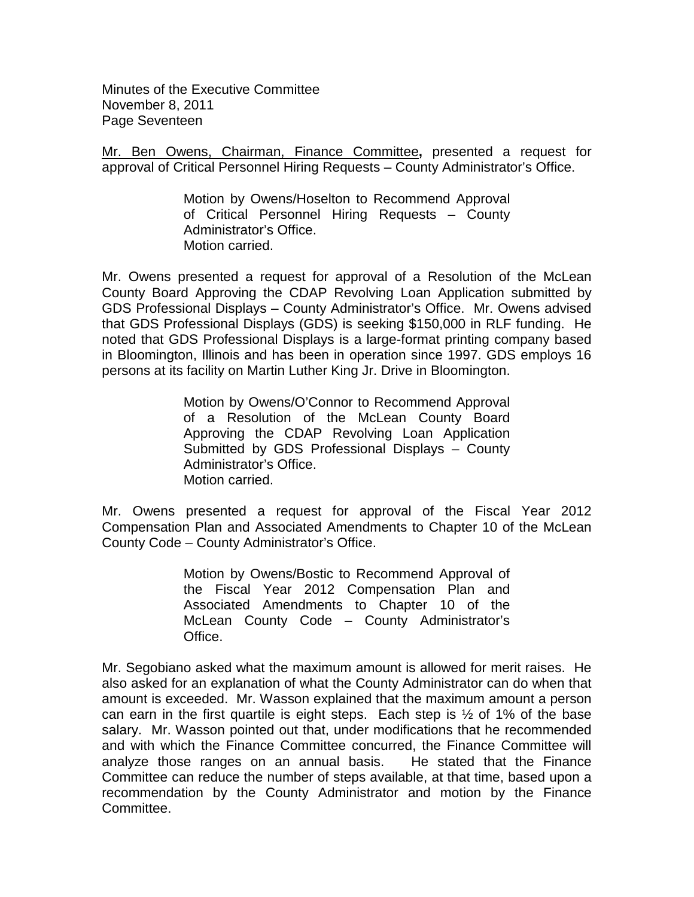Mr. Ben Owens, Chairman, Finance Committee**,** presented a request for approval of Critical Personnel Hiring Requests – County Administrator's Office.

> Motion by Owens/Hoselton to Recommend Approval of Critical Personnel Hiring Requests – County Administrator's Office.
> Motion carried.

Mr. Owens presented a request for approval of a Resolution of the McLean County Board Approving the CDAP Revolving Loan Application submitted by GDS Professional Displays – County Administrator's Office. Mr. Owens advised that GDS Professional Displays (GDS) is seeking $150,000 in RLF funding. He noted that GDS Professional Displays is a large-format printing company based in Bloomington, Illinois and has been in operation since 1997. GDS employs 16 persons at its facility on Martin Luther King Jr. Drive in Bloomington.

> Motion by Owens/O'Connor to Recommend Approval of a Resolution of the McLean County Board Approving the CDAP Revolving Loan Application Submitted by GDS Professional Displays – County Administrator's Office.
> Motion carried.

Mr. Owens presented a request for approval of the Fiscal Year 2012 Compensation Plan and Associated Amendments to Chapter 10 of the McLean County Code – County Administrator's Office.

> Motion by Owens/Bostic to Recommend Approval of the Fiscal Year 2012 Compensation Plan and Associated Amendments to Chapter 10 of the McLean County Code – County Administrator's Office.

Mr. Segobiano asked what the maximum amount is allowed for merit raises. He also asked for an explanation of what the County Administrator can do when that amount is exceeded. Mr. Wasson explained that the maximum amount a person can earn in the first quartile is eight steps. Each step is ½ of 1% of the base salary. Mr. Wasson pointed out that, under modifications that he recommended and with which the Finance Committee concurred, the Finance Committee will analyze those ranges on an annual basis. He stated that the Finance Committee can reduce the number of steps available, at that time, based upon a recommendation by the County Administrator and motion by the Finance Committee.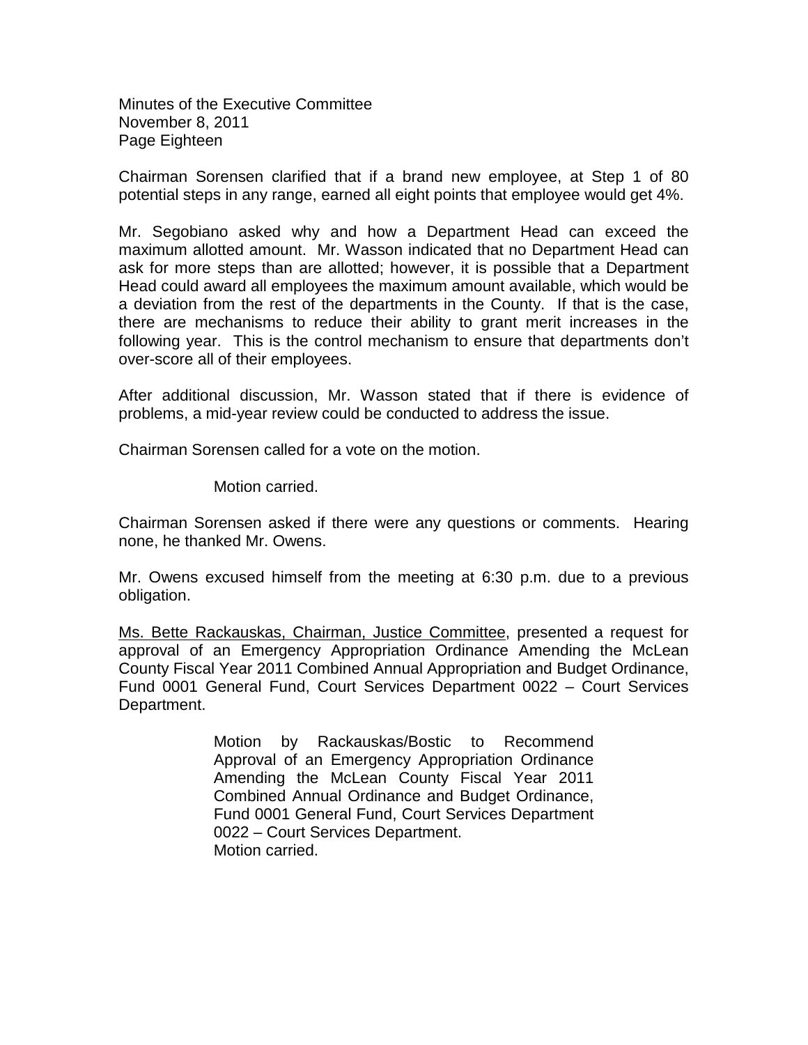Chairman Sorensen clarified that if a brand new employee, at Step 1 of 80 potential steps in any range, earned all eight points that employee would get 4%.

Mr. Segobiano asked why and how a Department Head can exceed the maximum allotted amount. Mr. Wasson indicated that no Department Head can ask for more steps than are allotted; however, it is possible that a Department Head could award all employees the maximum amount available, which would be a deviation from the rest of the departments in the County. If that is the case, there are mechanisms to reduce their ability to grant merit increases in the following year. This is the control mechanism to ensure that departments don't over-score all of their employees.

After additional discussion, Mr. Wasson stated that if there is evidence of problems, a mid-year review could be conducted to address the issue.

Chairman Sorensen called for a vote on the motion.

Motion carried.

Chairman Sorensen asked if there were any questions or comments. Hearing none, he thanked Mr. Owens.

Mr. Owens excused himself from the meeting at 6:30 p.m. due to a previous obligation.

<u>Ms. Bette Rackauskas, Chairman, Justice Committee</u>, presented a request for approval of an Emergency Appropriation Ordinance Amending the McLean County Fiscal Year 2011 Combined Annual Appropriation and Budget Ordinance, Fund 0001 General Fund, Court Services Department 0022 – Court Services Department.

> Motion by Rackauskas/Bostic to Recommend Approval of an Emergency Appropriation Ordinance Amending the McLean County Fiscal Year 2011 Combined Annual Ordinance and Budget Ordinance, Fund 0001 General Fund, Court Services Department 0022 – Court Services Department.
> Motion carried.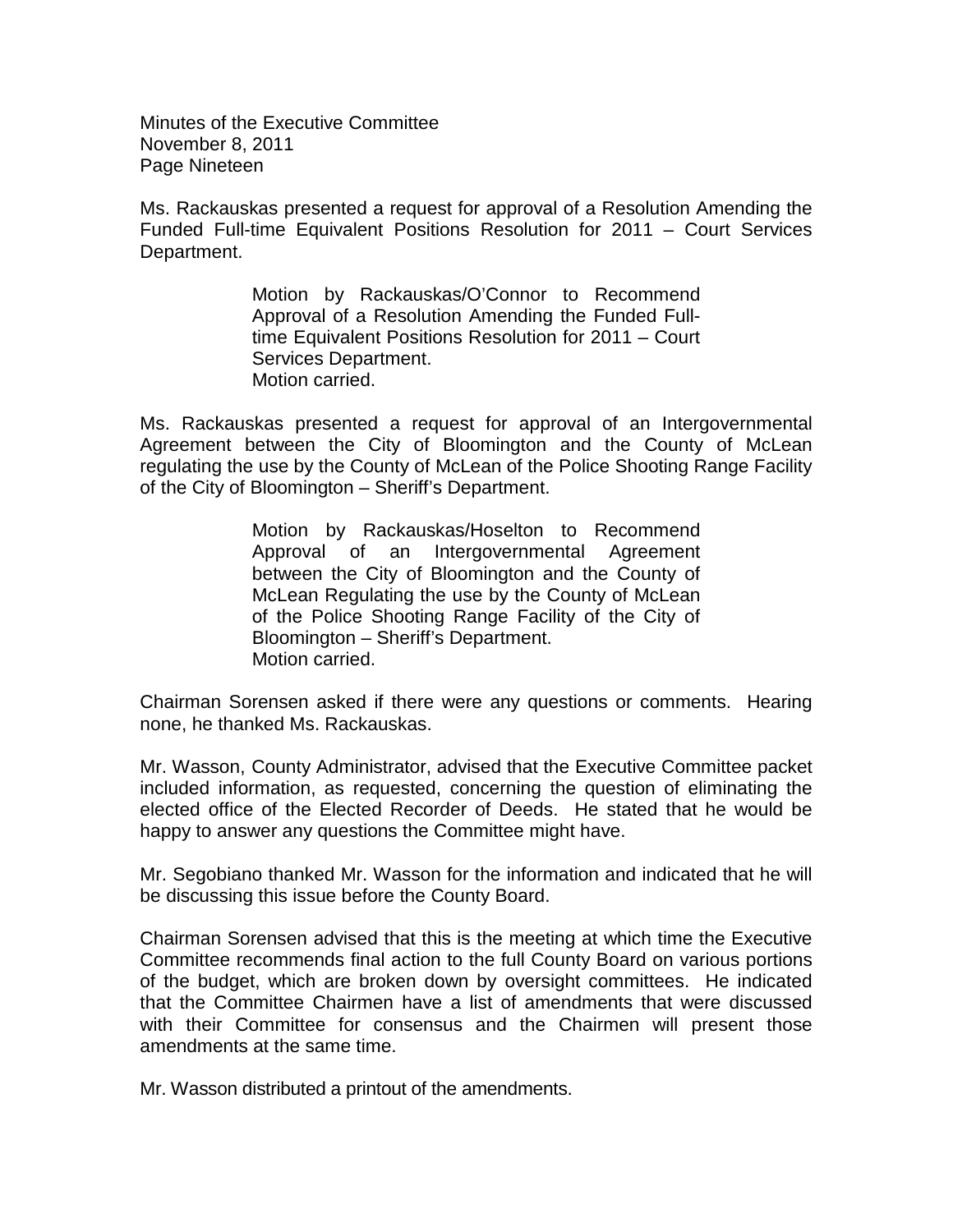Ms. Rackauskas presented a request for approval of a Resolution Amending the Funded Full-time Equivalent Positions Resolution for 2011 – Court Services Department.

> Motion by Rackauskas/O'Connor to Recommend Approval of a Resolution Amending the Funded Full-time Equivalent Positions Resolution for 2011 – Court Services Department.
> Motion carried.

Ms. Rackauskas presented a request for approval of an Intergovernmental Agreement between the City of Bloomington and the County of McLean regulating the use by the County of McLean of the Police Shooting Range Facility of the City of Bloomington – Sheriff's Department.

> Motion by Rackauskas/Hoselton to Recommend Approval of an Intergovernmental Agreement between the City of Bloomington and the County of McLean Regulating the use by the County of McLean of the Police Shooting Range Facility of the City of Bloomington – Sheriff's Department.
> Motion carried.

Chairman Sorensen asked if there were any questions or comments. Hearing none, he thanked Ms. Rackauskas.

Mr. Wasson, County Administrator, advised that the Executive Committee packet included information, as requested, concerning the question of eliminating the elected office of the Elected Recorder of Deeds. He stated that he would be happy to answer any questions the Committee might have.

Mr. Segobiano thanked Mr. Wasson for the information and indicated that he will be discussing this issue before the County Board.

Chairman Sorensen advised that this is the meeting at which time the Executive Committee recommends final action to the full County Board on various portions of the budget, which are broken down by oversight committees. He indicated that the Committee Chairmen have a list of amendments that were discussed with their Committee for consensus and the Chairmen will present those amendments at the same time.

Mr. Wasson distributed a printout of the amendments.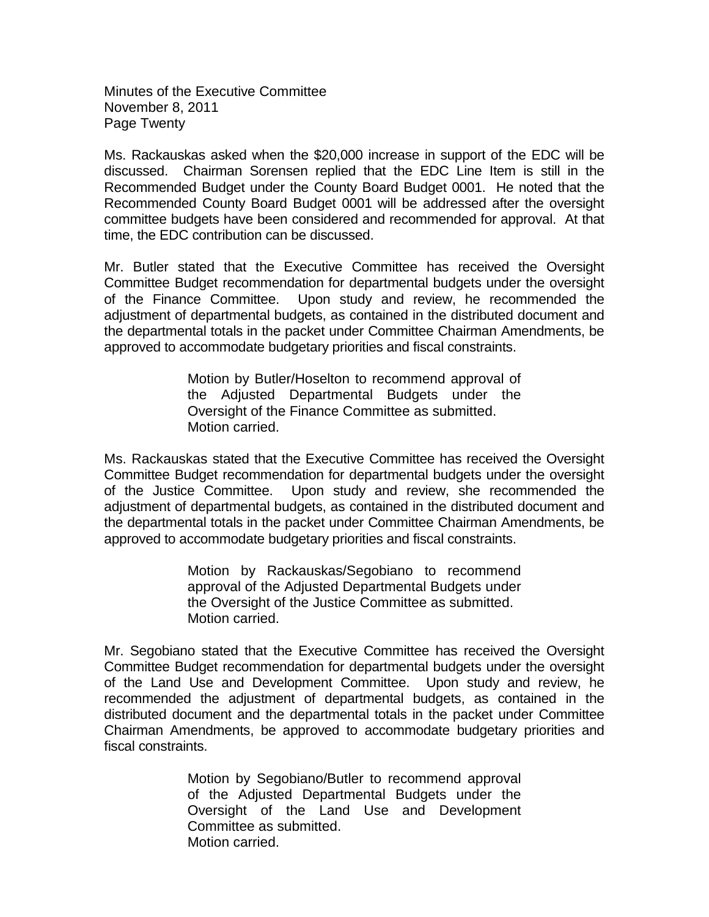Ms. Rackauskas asked when the $20,000 increase in support of the EDC will be discussed. Chairman Sorensen replied that the EDC Line Item is still in the Recommended Budget under the County Board Budget 0001. He noted that the Recommended County Board Budget 0001 will be addressed after the oversight committee budgets have been considered and recommended for approval. At that time, the EDC contribution can be discussed.

Mr. Butler stated that the Executive Committee has received the Oversight Committee Budget recommendation for departmental budgets under the oversight of the Finance Committee. Upon study and review, he recommended the adjustment of departmental budgets, as contained in the distributed document and the departmental totals in the packet under Committee Chairman Amendments, be approved to accommodate budgetary priorities and fiscal constraints.

> Motion by Butler/Hoselton to recommend approval of the Adjusted Departmental Budgets under the Oversight of the Finance Committee as submitted.
> Motion carried.

Ms. Rackauskas stated that the Executive Committee has received the Oversight Committee Budget recommendation for departmental budgets under the oversight of the Justice Committee. Upon study and review, she recommended the adjustment of departmental budgets, as contained in the distributed document and the departmental totals in the packet under Committee Chairman Amendments, be approved to accommodate budgetary priorities and fiscal constraints.

> Motion by Rackauskas/Segobiano to recommend approval of the Adjusted Departmental Budgets under the Oversight of the Justice Committee as submitted.
> Motion carried.

Mr. Segobiano stated that the Executive Committee has received the Oversight Committee Budget recommendation for departmental budgets under the oversight of the Land Use and Development Committee. Upon study and review, he recommended the adjustment of departmental budgets, as contained in the distributed document and the departmental totals in the packet under Committee Chairman Amendments, be approved to accommodate budgetary priorities and fiscal constraints.

> Motion by Segobiano/Butler to recommend approval of the Adjusted Departmental Budgets under the Oversight of the Land Use and Development Committee as submitted.
> Motion carried.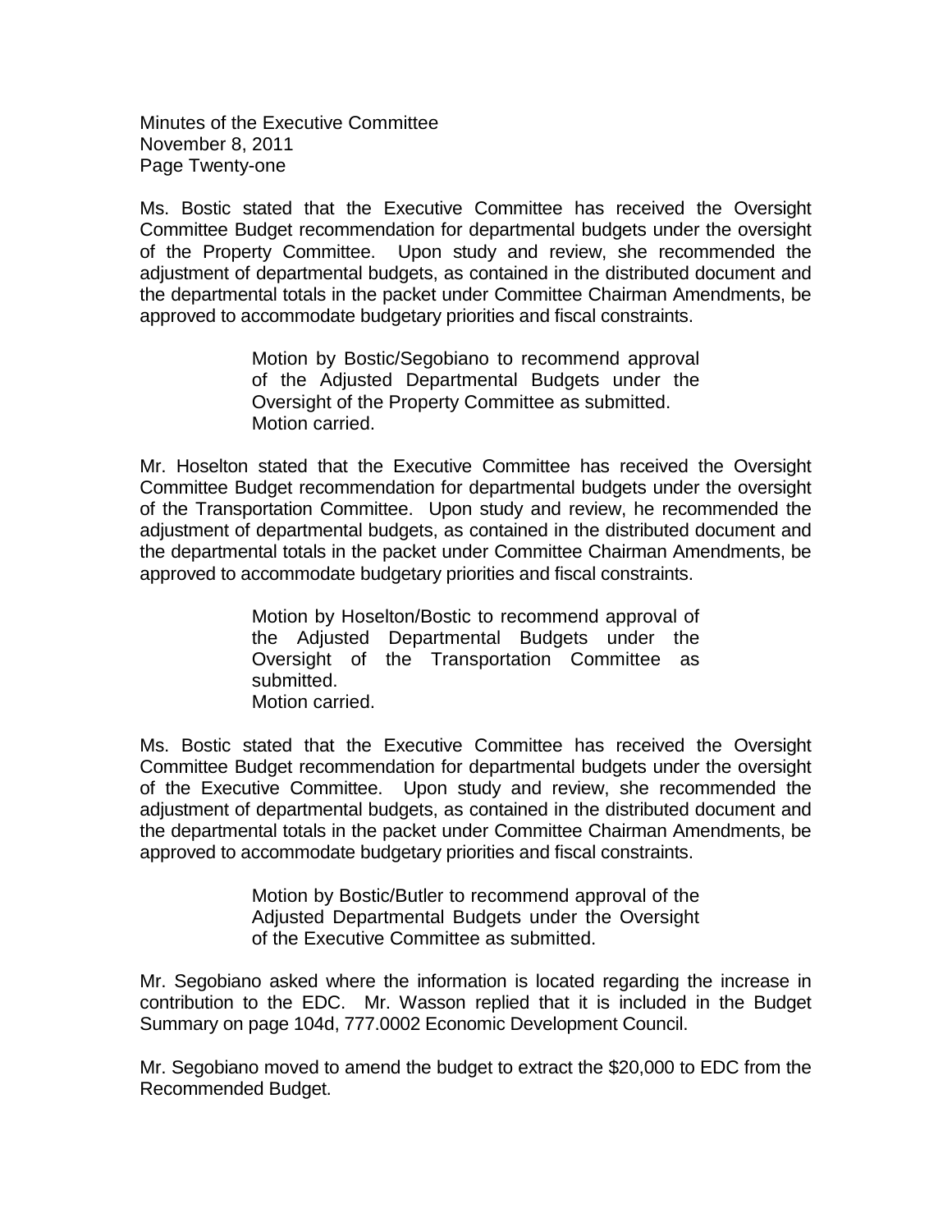Ms. Bostic stated that the Executive Committee has received the Oversight Committee Budget recommendation for departmental budgets under the oversight of the Property Committee. Upon study and review, she recommended the adjustment of departmental budgets, as contained in the distributed document and the departmental totals in the packet under Committee Chairman Amendments, be approved to accommodate budgetary priorities and fiscal constraints.

> Motion by Bostic/Segobiano to recommend approval of the Adjusted Departmental Budgets under the Oversight of the Property Committee as submitted.
> Motion carried.

Mr. Hoselton stated that the Executive Committee has received the Oversight Committee Budget recommendation for departmental budgets under the oversight of the Transportation Committee. Upon study and review, he recommended the adjustment of departmental budgets, as contained in the distributed document and the departmental totals in the packet under Committee Chairman Amendments, be approved to accommodate budgetary priorities and fiscal constraints.

> Motion by Hoselton/Bostic to recommend approval of the Adjusted Departmental Budgets under the Oversight of the Transportation Committee as submitted.
> Motion carried.

Ms. Bostic stated that the Executive Committee has received the Oversight Committee Budget recommendation for departmental budgets under the oversight of the Executive Committee. Upon study and review, she recommended the adjustment of departmental budgets, as contained in the distributed document and the departmental totals in the packet under Committee Chairman Amendments, be approved to accommodate budgetary priorities and fiscal constraints.

> Motion by Bostic/Butler to recommend approval of the Adjusted Departmental Budgets under the Oversight of the Executive Committee as submitted.

Mr. Segobiano asked where the information is located regarding the increase in contribution to the EDC. Mr. Wasson replied that it is included in the Budget Summary on page 104d, 777.0002 Economic Development Council.

Mr. Segobiano moved to amend the budget to extract the $20,000 to EDC from the Recommended Budget.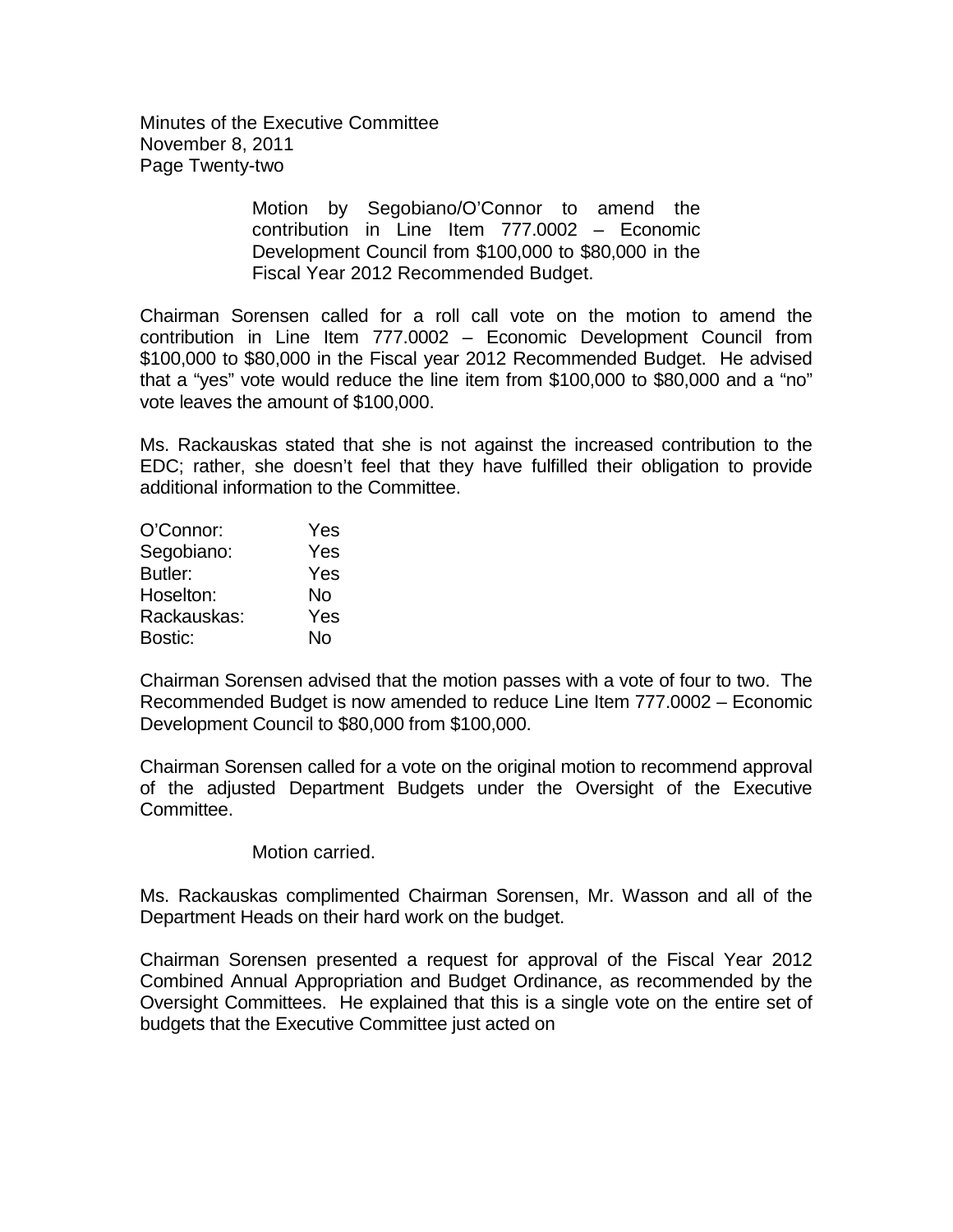Motion by Segobiano/O'Connor to amend the contribution in Line Item 777.0002 – Economic Development Council from $100,000 to $80,000 in the Fiscal Year 2012 Recommended Budget.

Chairman Sorensen called for a roll call vote on the motion to amend the contribution in Line Item 777.0002 – Economic Development Council from $100,000 to $80,000 in the Fiscal year 2012 Recommended Budget. He advised that a "yes" vote would reduce the line item from $100,000 to $80,000 and a "no" vote leaves the amount of $100,000.

Ms. Rackauskas stated that she is not against the increased contribution to the EDC; rather, she doesn't feel that they have fulfilled their obligation to provide additional information to the Committee.

| | |
|---|---|
| O'Connor: | Yes |
| Segobiano: | Yes |
| Butler: | Yes |
| Hoselton: | No |
| Rackauskas: | Yes |
| Bostic: | No |

Chairman Sorensen advised that the motion passes with a vote of four to two. The Recommended Budget is now amended to reduce Line Item 777.0002 – Economic Development Council to $80,000 from $100,000.

Chairman Sorensen called for a vote on the original motion to recommend approval of the adjusted Department Budgets under the Oversight of the Executive Committee.

Motion carried.

Ms. Rackauskas complimented Chairman Sorensen, Mr. Wasson and all of the Department Heads on their hard work on the budget.

Chairman Sorensen presented a request for approval of the Fiscal Year 2012 Combined Annual Appropriation and Budget Ordinance, as recommended by the Oversight Committees. He explained that this is a single vote on the entire set of budgets that the Executive Committee just acted on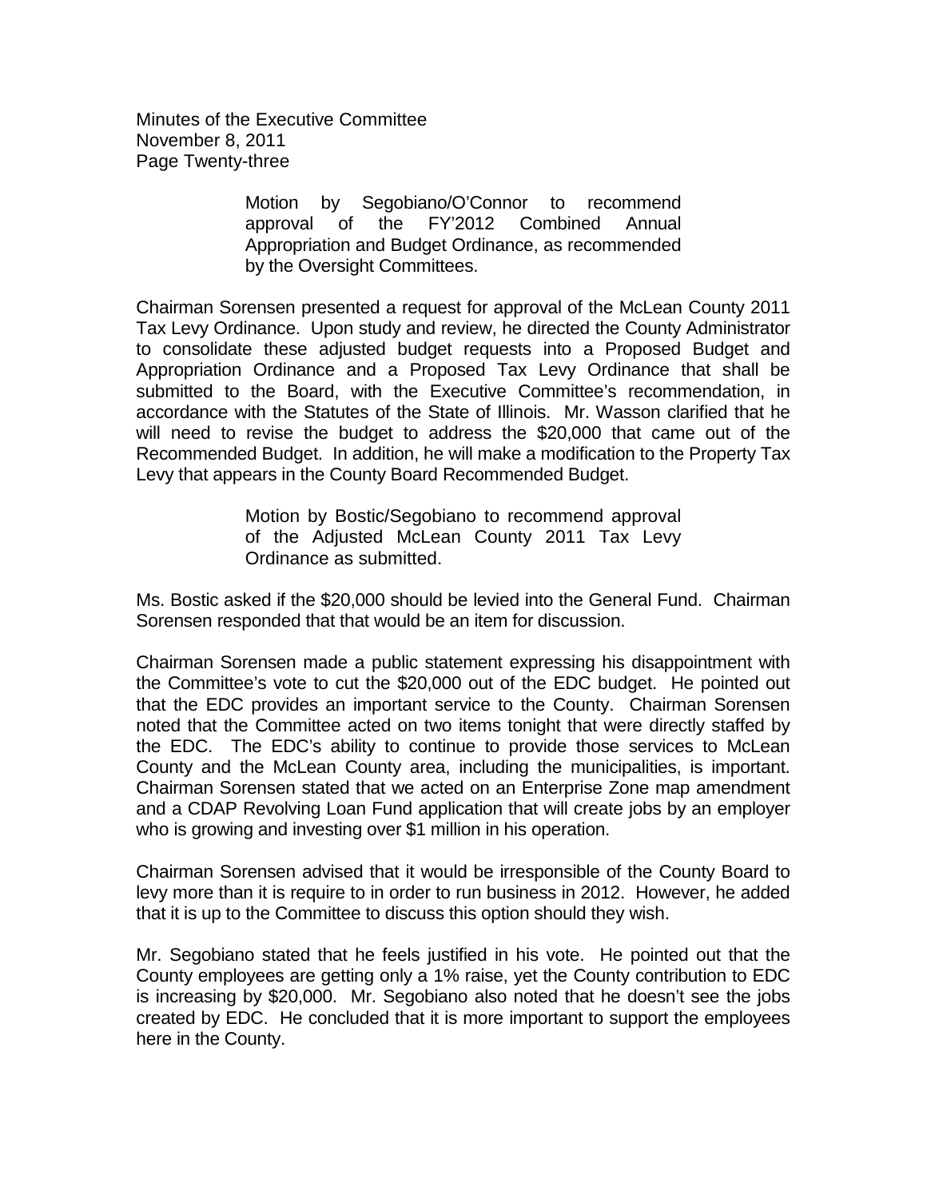Motion by Segobiano/O'Connor to recommend approval of the FY'2012 Combined Annual Appropriation and Budget Ordinance, as recommended by the Oversight Committees.

Chairman Sorensen presented a request for approval of the McLean County 2011 Tax Levy Ordinance. Upon study and review, he directed the County Administrator to consolidate these adjusted budget requests into a Proposed Budget and Appropriation Ordinance and a Proposed Tax Levy Ordinance that shall be submitted to the Board, with the Executive Committee's recommendation, in accordance with the Statutes of the State of Illinois. Mr. Wasson clarified that he will need to revise the budget to address the $20,000 that came out of the Recommended Budget. In addition, he will make a modification to the Property Tax Levy that appears in the County Board Recommended Budget.

Motion by Bostic/Segobiano to recommend approval of the Adjusted McLean County 2011 Tax Levy Ordinance as submitted.

Ms. Bostic asked if the $20,000 should be levied into the General Fund. Chairman Sorensen responded that that would be an item for discussion.

Chairman Sorensen made a public statement expressing his disappointment with the Committee's vote to cut the $20,000 out of the EDC budget. He pointed out that the EDC provides an important service to the County. Chairman Sorensen noted that the Committee acted on two items tonight that were directly staffed by the EDC. The EDC's ability to continue to provide those services to McLean County and the McLean County area, including the municipalities, is important. Chairman Sorensen stated that we acted on an Enterprise Zone map amendment and a CDAP Revolving Loan Fund application that will create jobs by an employer who is growing and investing over $1 million in his operation.

Chairman Sorensen advised that it would be irresponsible of the County Board to levy more than it is require to in order to run business in 2012. However, he added that it is up to the Committee to discuss this option should they wish.

Mr. Segobiano stated that he feels justified in his vote. He pointed out that the County employees are getting only a 1% raise, yet the County contribution to EDC is increasing by $20,000. Mr. Segobiano also noted that he doesn't see the jobs created by EDC. He concluded that it is more important to support the employees here in the County.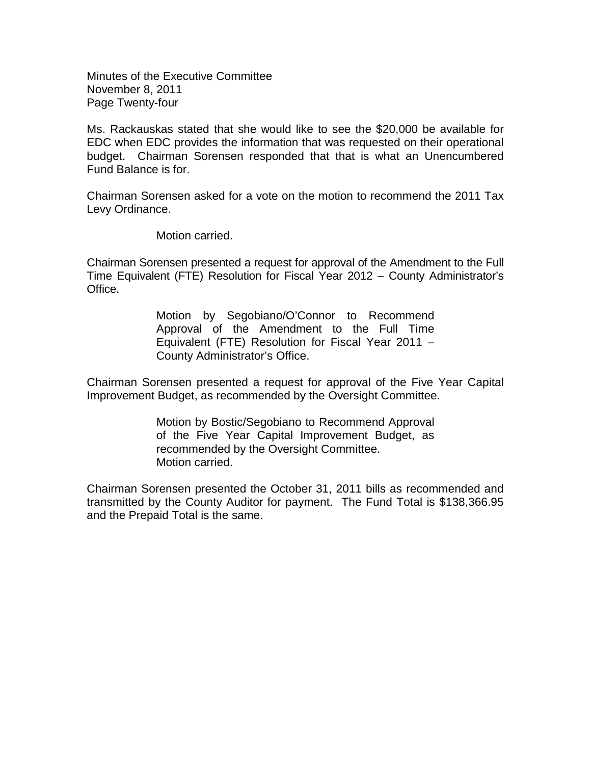Ms. Rackauskas stated that she would like to see the $20,000 be available for EDC when EDC provides the information that was requested on their operational budget. Chairman Sorensen responded that that is what an Unencumbered Fund Balance is for.

Chairman Sorensen asked for a vote on the motion to recommend the 2011 Tax Levy Ordinance.

> Motion carried.

Chairman Sorensen presented a request for approval of the Amendment to the Full Time Equivalent (FTE) Resolution for Fiscal Year 2012 – County Administrator's Office.

> Motion by Segobiano/O'Connor to Recommend Approval of the Amendment to the Full Time Equivalent (FTE) Resolution for Fiscal Year 2011 – County Administrator's Office.

Chairman Sorensen presented a request for approval of the Five Year Capital Improvement Budget, as recommended by the Oversight Committee.

> Motion by Bostic/Segobiano to Recommend Approval of the Five Year Capital Improvement Budget, as recommended by the Oversight Committee.
> Motion carried.

Chairman Sorensen presented the October 31, 2011 bills as recommended and transmitted by the County Auditor for payment. The Fund Total is $138,366.95 and the Prepaid Total is the same.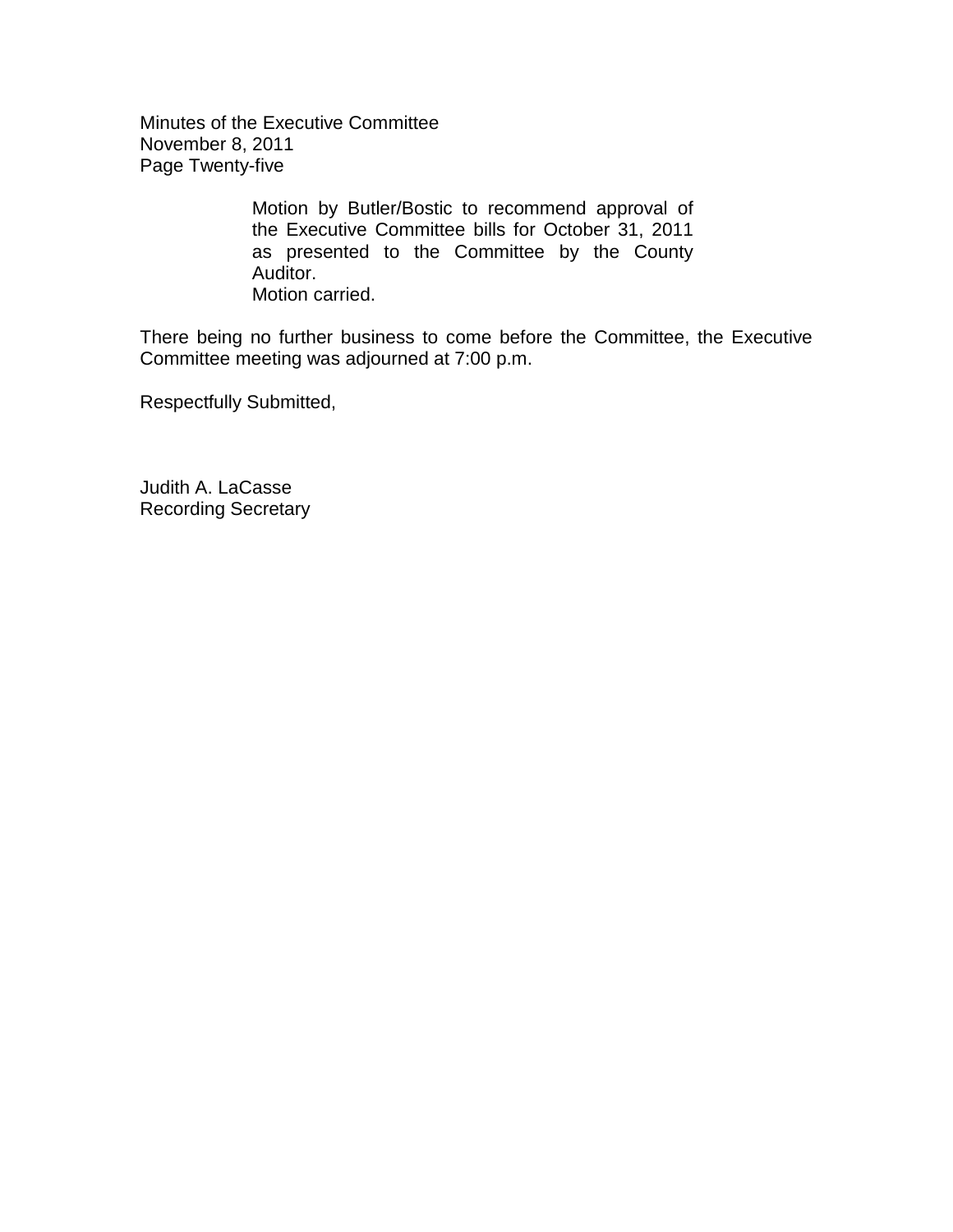Motion by Butler/Bostic to recommend approval of the Executive Committee bills for October 31, 2011 as presented to the Committee by the County Auditor.
Motion carried.

There being no further business to come before the Committee, the Executive Committee meeting was adjourned at 7:00 p.m.

Respectfully Submitted,

Judith A. LaCasse
Recording Secretary